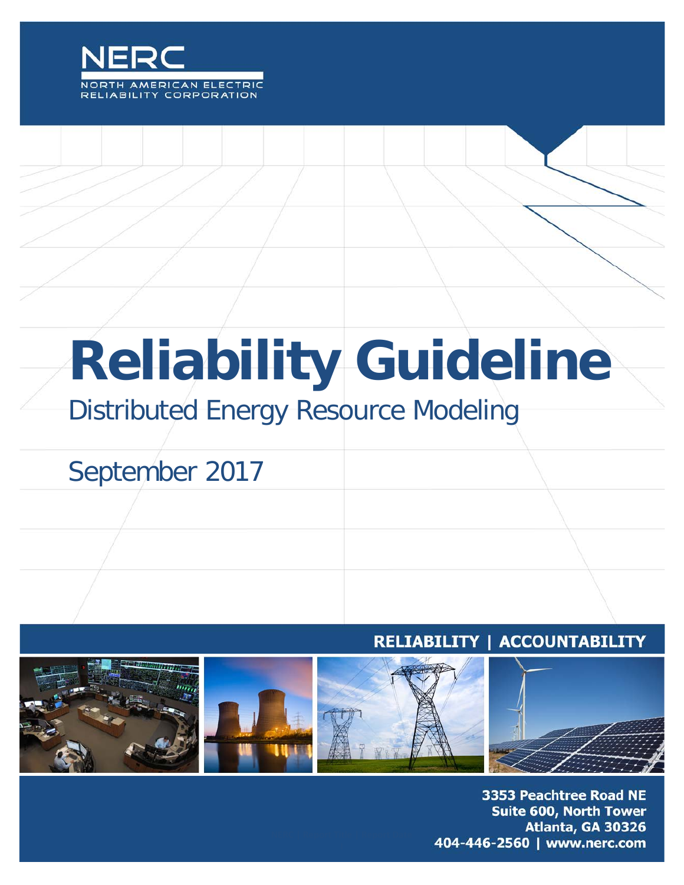NERC

NORTH AMERICAN ELECTRIC RELIABILITY CORPORATION

# Reliability Guideline

## Distributed Energy Resource Modeling

September 2017

RELIABILITY | ACCOUNTABILITY

3353 Peachtree Road NE
Suite 600, North Tower
Atlanta, GA 30326
404-446-2560 | www.nerc.com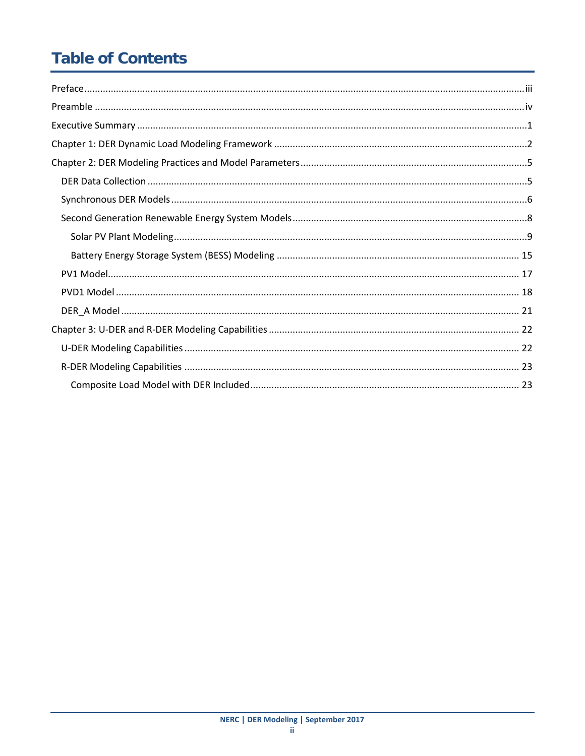# Table of Contents

Preface .......... iii

Preamble .......... iv

Executive Summary .......... 1

Chapter 1: DER Dynamic Load Modeling Framework .......... 2

Chapter 2: DER Modeling Practices and Model Parameters .......... 5

- DER Data Collection .......... 5
- Synchronous DER Models .......... 6
- Second Generation Renewable Energy System Models .......... 8
  - Solar PV Plant Modeling .......... 9
  - Battery Energy Storage System (BESS) Modeling .......... 15
- PV1 Model .......... 17
- PVD1 Model .......... 18
- DER_A Model .......... 21

Chapter 3: U-DER and R-DER Modeling Capabilities .......... 22

- U-DER Modeling Capabilities .......... 22
- R-DER Modeling Capabilities .......... 23
  - Composite Load Model with DER Included .......... 23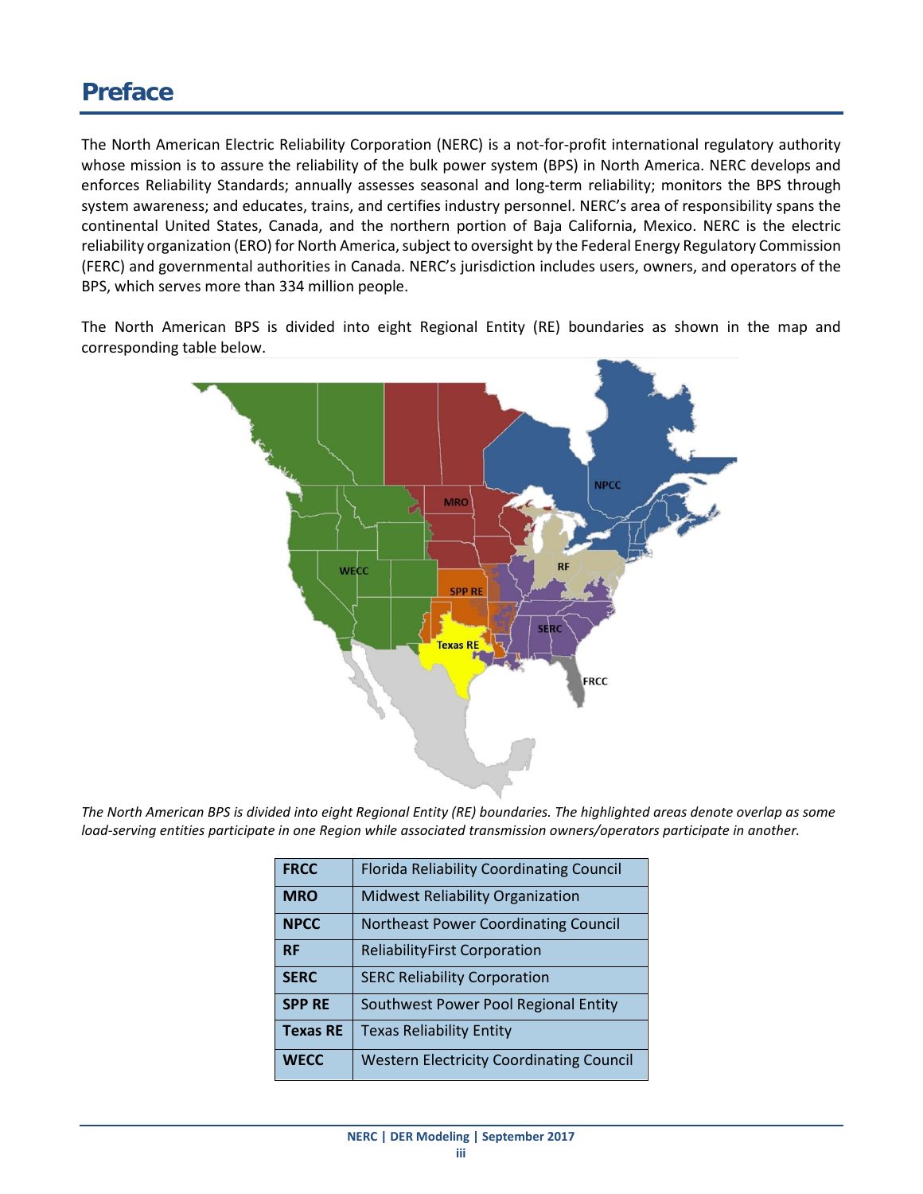# Preface

The North American Electric Reliability Corporation (NERC) is a not-for-profit international regulatory authority whose mission is to assure the reliability of the bulk power system (BPS) in North America. NERC develops and enforces Reliability Standards; annually assesses seasonal and long-term reliability; monitors the BPS through system awareness; and educates, trains, and certifies industry personnel. NERC's area of responsibility spans the continental United States, Canada, and the northern portion of Baja California, Mexico. NERC is the electric reliability organization (ERO) for North America, subject to oversight by the Federal Energy Regulatory Commission (FERC) and governmental authorities in Canada. NERC's jurisdiction includes users, owners, and operators of the BPS, which serves more than 334 million people.

The North American BPS is divided into eight Regional Entity (RE) boundaries as shown in the map and corresponding table below.

NPCC
MRO
RF
WECC
SPP RE
SERC
Texas RE
FRCC

*The North American BPS is divided into eight Regional Entity (RE) boundaries. The highlighted areas denote overlap as some load-serving entities participate in one Region while associated transmission owners/operators participate in another.*

| | |
|---|---|
| **FRCC** | Florida Reliability Coordinating Council |
| **MRO** | Midwest Reliability Organization |
| **NPCC** | Northeast Power Coordinating Council |
| **RF** | ReliabilityFirst Corporation |
| **SERC** | SERC Reliability Corporation |
| **SPP RE** | Southwest Power Pool Regional Entity |
| **Texas RE** | Texas Reliability Entity |
| **WECC** | Western Electricity Coordinating Council |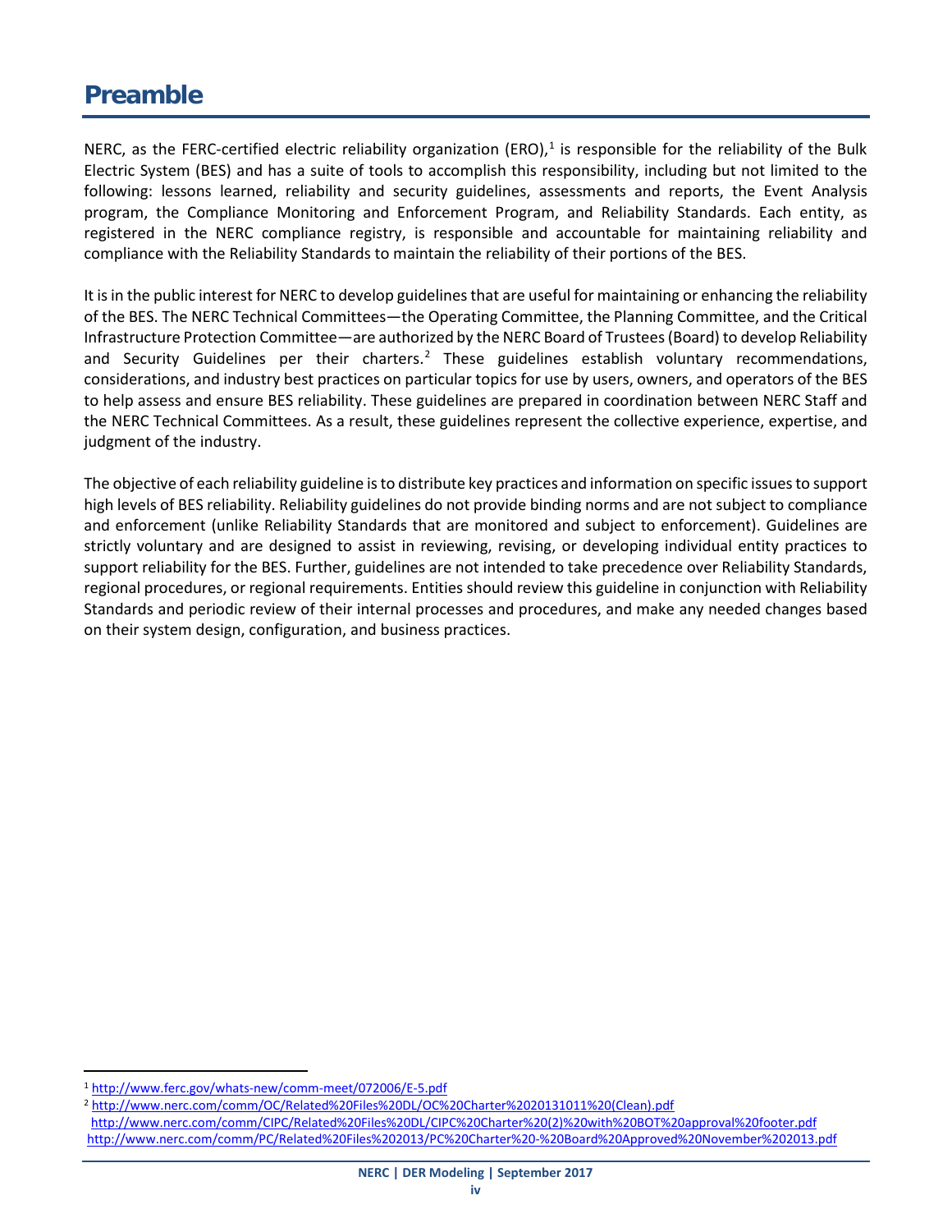# Preamble

NERC, as the FERC-certified electric reliability organization (ERO),[1] is responsible for the reliability of the Bulk Electric System (BES) and has a suite of tools to accomplish this responsibility, including but not limited to the following: lessons learned, reliability and security guidelines, assessments and reports, the Event Analysis program, the Compliance Monitoring and Enforcement Program, and Reliability Standards. Each entity, as registered in the NERC compliance registry, is responsible and accountable for maintaining reliability and compliance with the Reliability Standards to maintain the reliability of their portions of the BES.

It is in the public interest for NERC to develop guidelines that are useful for maintaining or enhancing the reliability of the BES. The NERC Technical Committees—the Operating Committee, the Planning Committee, and the Critical Infrastructure Protection Committee—are authorized by the NERC Board of Trustees (Board) to develop Reliability and Security Guidelines per their charters.[2] These guidelines establish voluntary recommendations, considerations, and industry best practices on particular topics for use by users, owners, and operators of the BES to help assess and ensure BES reliability. These guidelines are prepared in coordination between NERC Staff and the NERC Technical Committees. As a result, these guidelines represent the collective experience, expertise, and judgment of the industry.

The objective of each reliability guideline is to distribute key practices and information on specific issues to support high levels of BES reliability. Reliability guidelines do not provide binding norms and are not subject to compliance and enforcement (unlike Reliability Standards that are monitored and subject to enforcement). Guidelines are strictly voluntary and are designed to assist in reviewing, revising, or developing individual entity practices to support reliability for the BES. Further, guidelines are not intended to take precedence over Reliability Standards, regional procedures, or regional requirements. Entities should review this guideline in conjunction with Reliability Standards and periodic review of their internal processes and procedures, and make any needed changes based on their system design, configuration, and business practices.

[1] http://www.ferc.gov/whats-new/comm-meet/072006/E-5.pdf

[2] http://www.nerc.com/comm/OC/Related%20Files%20DL/OC%20Charter%2020131011%20(Clean).pdf
http://www.nerc.com/comm/CIPC/Related%20Files%20DL/CIPC%20Charter%20(2)%20with%20BOT%20approval%20footer.pdf
http://www.nerc.com/comm/PC/Related%20Files%202013/PC%20Charter%20-%20Board%20Approved%20November%202013.pdf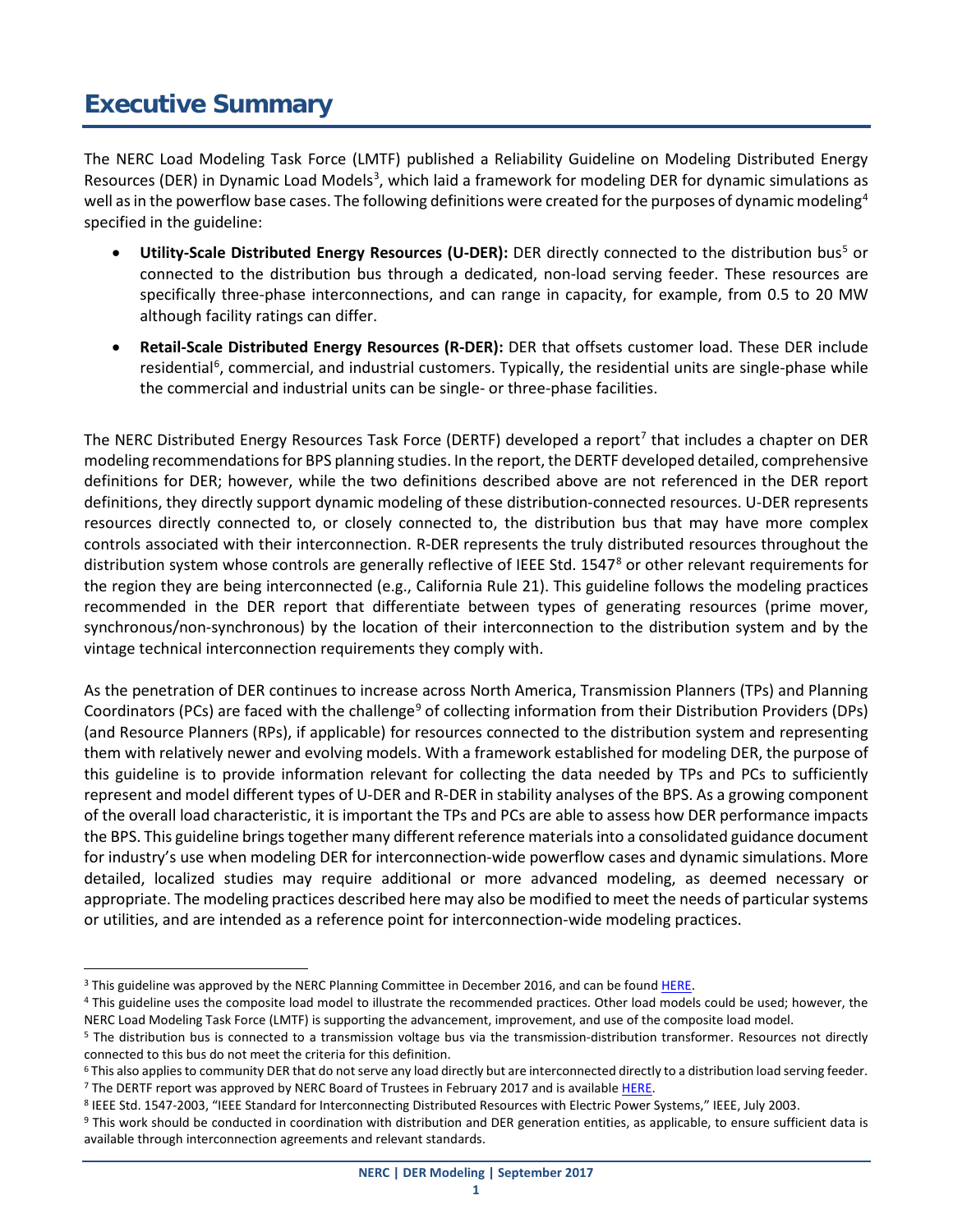# Executive Summary

The NERC Load Modeling Task Force (LMTF) published a Reliability Guideline on Modeling Distributed Energy Resources (DER) in Dynamic Load Models[3], which laid a framework for modeling DER for dynamic simulations as well as in the powerflow base cases. The following definitions were created for the purposes of dynamic modeling[4] specified in the guideline:

- **Utility-Scale Distributed Energy Resources (U-DER):** DER directly connected to the distribution bus[5] or connected to the distribution bus through a dedicated, non-load serving feeder. These resources are specifically three-phase interconnections, and can range in capacity, for example, from 0.5 to 20 MW although facility ratings can differ.
- **Retail-Scale Distributed Energy Resources (R-DER):** DER that offsets customer load. These DER include residential[6], commercial, and industrial customers. Typically, the residential units are single-phase while the commercial and industrial units can be single- or three-phase facilities.

The NERC Distributed Energy Resources Task Force (DERTF) developed a report[7] that includes a chapter on DER modeling recommendations for BPS planning studies. In the report, the DERTF developed detailed, comprehensive definitions for DER; however, while the two definitions described above are not referenced in the DER report definitions, they directly support dynamic modeling of these distribution-connected resources. U-DER represents resources directly connected to, or closely connected to, the distribution bus that may have more complex controls associated with their interconnection. R-DER represents the truly distributed resources throughout the distribution system whose controls are generally reflective of IEEE Std. 1547[8] or other relevant requirements for the region they are being interconnected (e.g., California Rule 21). This guideline follows the modeling practices recommended in the DER report that differentiate between types of generating resources (prime mover, synchronous/non-synchronous) by the location of their interconnection to the distribution system and by the vintage technical interconnection requirements they comply with.

As the penetration of DER continues to increase across North America, Transmission Planners (TPs) and Planning Coordinators (PCs) are faced with the challenge[9] of collecting information from their Distribution Providers (DPs) (and Resource Planners (RPs), if applicable) for resources connected to the distribution system and representing them with relatively newer and evolving models. With a framework established for modeling DER, the purpose of this guideline is to provide information relevant for collecting the data needed by TPs and PCs to sufficiently represent and model different types of U-DER and R-DER in stability analyses of the BPS. As a growing component of the overall load characteristic, it is important the TPs and PCs are able to assess how DER performance impacts the BPS. This guideline brings together many different reference materials into a consolidated guidance document for industry's use when modeling DER for interconnection-wide powerflow cases and dynamic simulations. More detailed, localized studies may require additional or more advanced modeling, as deemed necessary or appropriate. The modeling practices described here may also be modified to meet the needs of particular systems or utilities, and are intended as a reference point for interconnection-wide modeling practices.

---

[3] This guideline was approved by the NERC Planning Committee in December 2016, and can be found HERE.

[4] This guideline uses the composite load model to illustrate the recommended practices. Other load models could be used; however, the NERC Load Modeling Task Force (LMTF) is supporting the advancement, improvement, and use of the composite load model.

[5] The distribution bus is connected to a transmission voltage bus via the transmission-distribution transformer. Resources not directly connected to this bus do not meet the criteria for this definition.

[6] This also applies to community DER that do not serve any load directly but are interconnected directly to a distribution load serving feeder.

[7] The DERTF report was approved by NERC Board of Trustees in February 2017 and is available HERE.

[8] IEEE Std. 1547-2003, "IEEE Standard for Interconnecting Distributed Resources with Electric Power Systems," IEEE, July 2003.

[9] This work should be conducted in coordination with distribution and DER generation entities, as applicable, to ensure sufficient data is available through interconnection agreements and relevant standards.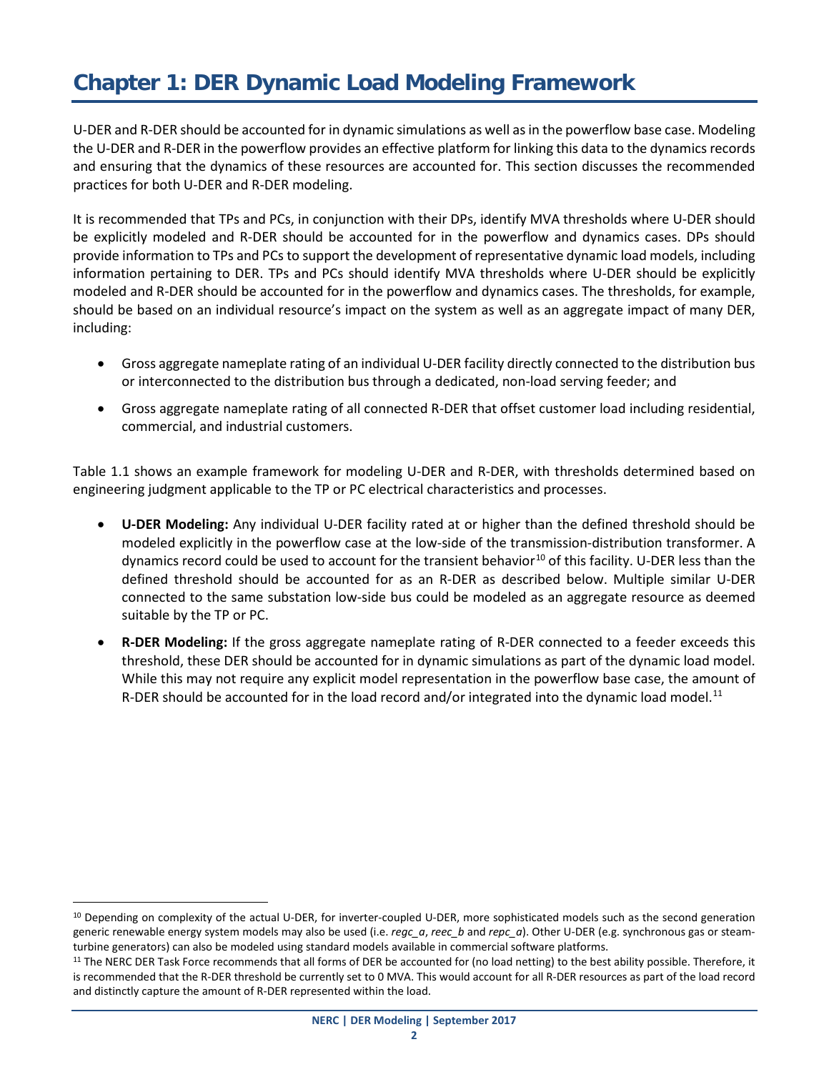# Chapter 1: DER Dynamic Load Modeling Framework

U-DER and R-DER should be accounted for in dynamic simulations as well as in the powerflow base case. Modeling the U-DER and R-DER in the powerflow provides an effective platform for linking this data to the dynamics records and ensuring that the dynamics of these resources are accounted for. This section discusses the recommended practices for both U-DER and R-DER modeling.

It is recommended that TPs and PCs, in conjunction with their DPs, identify MVA thresholds where U-DER should be explicitly modeled and R-DER should be accounted for in the powerflow and dynamics cases. DPs should provide information to TPs and PCs to support the development of representative dynamic load models, including information pertaining to DER. TPs and PCs should identify MVA thresholds where U-DER should be explicitly modeled and R-DER should be accounted for in the powerflow and dynamics cases. The thresholds, for example, should be based on an individual resource's impact on the system as well as an aggregate impact of many DER, including:

- Gross aggregate nameplate rating of an individual U-DER facility directly connected to the distribution bus or interconnected to the distribution bus through a dedicated, non-load serving feeder; and
- Gross aggregate nameplate rating of all connected R-DER that offset customer load including residential, commercial, and industrial customers.

Table 1.1 shows an example framework for modeling U-DER and R-DER, with thresholds determined based on engineering judgment applicable to the TP or PC electrical characteristics and processes.

- **U-DER Modeling:** Any individual U-DER facility rated at or higher than the defined threshold should be modeled explicitly in the powerflow case at the low-side of the transmission-distribution transformer. A dynamics record could be used to account for the transient behavior[10] of this facility. U-DER less than the defined threshold should be accounted for as an R-DER as described below. Multiple similar U-DER connected to the same substation low-side bus could be modeled as an aggregate resource as deemed suitable by the TP or PC.
- **R-DER Modeling:** If the gross aggregate nameplate rating of R-DER connected to a feeder exceeds this threshold, these DER should be accounted for in dynamic simulations as part of the dynamic load model. While this may not require any explicit model representation in the powerflow base case, the amount of R-DER should be accounted for in the load record and/or integrated into the dynamic load model.[11]

[10] Depending on complexity of the actual U-DER, for inverter-coupled U-DER, more sophisticated models such as the second generation generic renewable energy system models may also be used (i.e. *regc_a*, *reec_b* and *repc_a*). Other U-DER (e.g. synchronous gas or steam-turbine generators) can also be modeled using standard models available in commercial software platforms.

[11] The NERC DER Task Force recommends that all forms of DER be accounted for (no load netting) to the best ability possible. Therefore, it is recommended that the R-DER threshold be currently set to 0 MVA. This would account for all R-DER resources as part of the load record and distinctly capture the amount of R-DER represented within the load.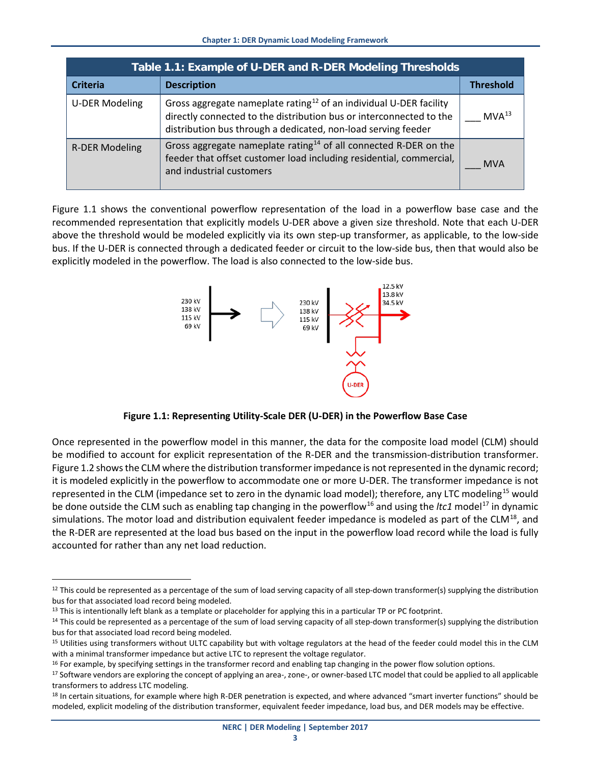**Table 1.1: Example of U-DER and R-DER Modeling Thresholds**

| Criteria | Description | Threshold |
|---|---|---|
| U-DER Modeling | Gross aggregate nameplate rating[12] of an individual U-DER facility directly connected to the distribution bus or interconnected to the distribution bus through a dedicated, non-load serving feeder | ___ MVA[13] |
| R-DER Modeling | Gross aggregate nameplate rating[14] of all connected R-DER on the feeder that offset customer load including residential, commercial, and industrial customers | ___ MVA |

Figure 1.1 shows the conventional powerflow representation of the load in a powerflow base case and the recommended representation that explicitly models U-DER above a given size threshold. Note that each U-DER above the threshold would be modeled explicitly via its own step-up transformer, as applicable, to the low-side bus. If the U-DER is connected through a dedicated feeder or circuit to the low-side bus, then that would also be explicitly modeled in the powerflow. The load is also connected to the low-side bus.

230 kV
138 kV
115 kV
69 kV

230 kV
138 kV
115 kV
69 kV

12.5 kV
13.8 kV
34.5 kV

U-DER

**Figure 1.1: Representing Utility-Scale DER (U-DER) in the Powerflow Base Case**

Once represented in the powerflow model in this manner, the data for the composite load model (CLM) should be modified to account for explicit representation of the R-DER and the transmission-distribution transformer. Figure 1.2 shows the CLM where the distribution transformer impedance is not represented in the dynamic record; it is modeled explicitly in the powerflow to accommodate one or more U-DER. The transformer impedance is not represented in the CLM (impedance set to zero in the dynamic load model); therefore, any LTC modeling[15] would be done outside the CLM such as enabling tap changing in the powerflow[16] and using the *ltc1* model[17] in dynamic simulations. The motor load and distribution equivalent feeder impedance is modeled as part of the CLM[18], and the R-DER are represented at the load bus based on the input in the powerflow load record while the load is fully accounted for rather than any net load reduction.

---

[12] This could be represented as a percentage of the sum of load serving capacity of all step-down transformer(s) supplying the distribution bus for that associated load record being modeled.

[13] This is intentionally left blank as a template or placeholder for applying this in a particular TP or PC footprint.

[14] This could be represented as a percentage of the sum of load serving capacity of all step-down transformer(s) supplying the distribution bus for that associated load record being modeled.

[15] Utilities using transformers without ULTC capability but with voltage regulators at the head of the feeder could model this in the CLM with a minimal transformer impedance but active LTC to represent the voltage regulator.

[16] For example, by specifying settings in the transformer record and enabling tap changing in the power flow solution options.

[17] Software vendors are exploring the concept of applying an area-, zone-, or owner-based LTC model that could be applied to all applicable transformers to address LTC modeling.

[18] In certain situations, for example where high R-DER penetration is expected, and where advanced "smart inverter functions" should be modeled, explicit modeling of the distribution transformer, equivalent feeder impedance, load bus, and DER models may be effective.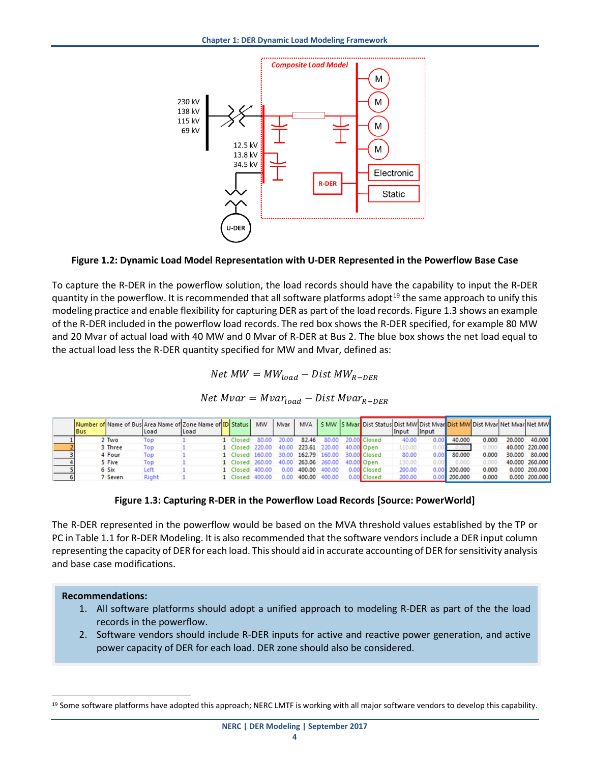**Figure 1.2: Dynamic Load Model Representation with U-DER Represented in the Powerflow Base Case**

To capture the R-DER in the powerflow solution, the load records should have the capability to input the R-DER quantity in the powerflow. It is recommended that all software platforms adopt[19] the same approach to unify this modeling practice and enable flexibility for capturing DER as part of the load records. Figure 1.3 shows an example of the R-DER included in the powerflow load records. The red box shows the R-DER specified, for example 80 MW and 20 Mvar of actual load with 40 MW and 0 Mvar of R-DER at Bus 2. The blue box shows the net load equal to the actual load less the R-DER quantity specified for MW and Mvar, defined as:

$$Net\ MW = MW_{load} - Dist\ MW_{R-DER}$$

$$Net\ Mvar = Mvar_{load} - Dist\ Mvar_{R-DER}$$

| | Number of Bus | Name of Bus | Area Name of Load | Zone Name of Load | ID | Status | MW | Mvar | MVA | S MW | S Mvar | Dist Status | Dist MW Input | Dist Mvar Input | Dist MW | Dist Mvar | Net Mvar | Net MW |
|---|---|---|---|---|---|---|---|---|---|---|---|---|---|---|---|---|---|---|
| 1 | 2 | Two | Top | 1 | 1 | Closed | 80.00 | 20.00 | 82.46 | 80.00 | 20.00 | Closed | 40.00 | 0.00 | 40.000 | 0.000 | 20.000 | 40.000 |
| 2 | 3 | Three | Top | 1 | 1 | Closed | 220.00 | 40.00 | 223.61 | 220.00 | 40.00 | Open | 110.00 | 0.00 | 0.000 | 0.000 | 40.000 | 220.000 |
| 3 | 4 | Four | Top | 1 | 1 | Closed | 160.00 | 30.00 | 162.79 | 160.00 | 30.00 | Closed | 80.00 | 0.00 | 80.000 | 0.000 | 30.000 | 80.000 |
| 4 | 5 | Five | Top | 1 | 1 | Closed | 260.00 | 40.00 | 263.06 | 260.00 | 40.00 | Open | 130.00 | 0.00 | 0.000 | 0.000 | 40.000 | 260.000 |
| 5 | 6 | Six | Left | 1 | 1 | Closed | 400.00 | 0.00 | 400.00 | 400.00 | 0.00 | Closed | 200.00 | 0.00 | 200.000 | 0.000 | 0.000 | 200.000 |
| 6 | 7 | Seven | Right | 1 | 1 | Closed | 400.00 | 0.00 | 400.00 | 400.00 | 0.00 | Closed | 200.00 | 0.00 | 200.000 | 0.000 | 0.000 | 200.000 |

**Figure 1.3: Capturing R-DER in the Powerflow Load Records [Source: PowerWorld]**

The R-DER represented in the powerflow would be based on the MVA threshold values established by the TP or PC in Table 1.1 for R-DER Modeling. It is also recommended that the software vendors include a DER input column representing the capacity of DER for each load. This should aid in accurate accounting of DER for sensitivity analysis and base case modifications.

**Recommendations:**

1. All software platforms should adopt a unified approach to modeling R-DER as part of the the load records in the powerflow.
2. Software vendors should include R-DER inputs for active and reactive power generation, and active power capacity of DER for each load. DER zone should also be considered.

[19] Some software platforms have adopted this approach; NERC LMTF is working with all major software vendors to develop this capability.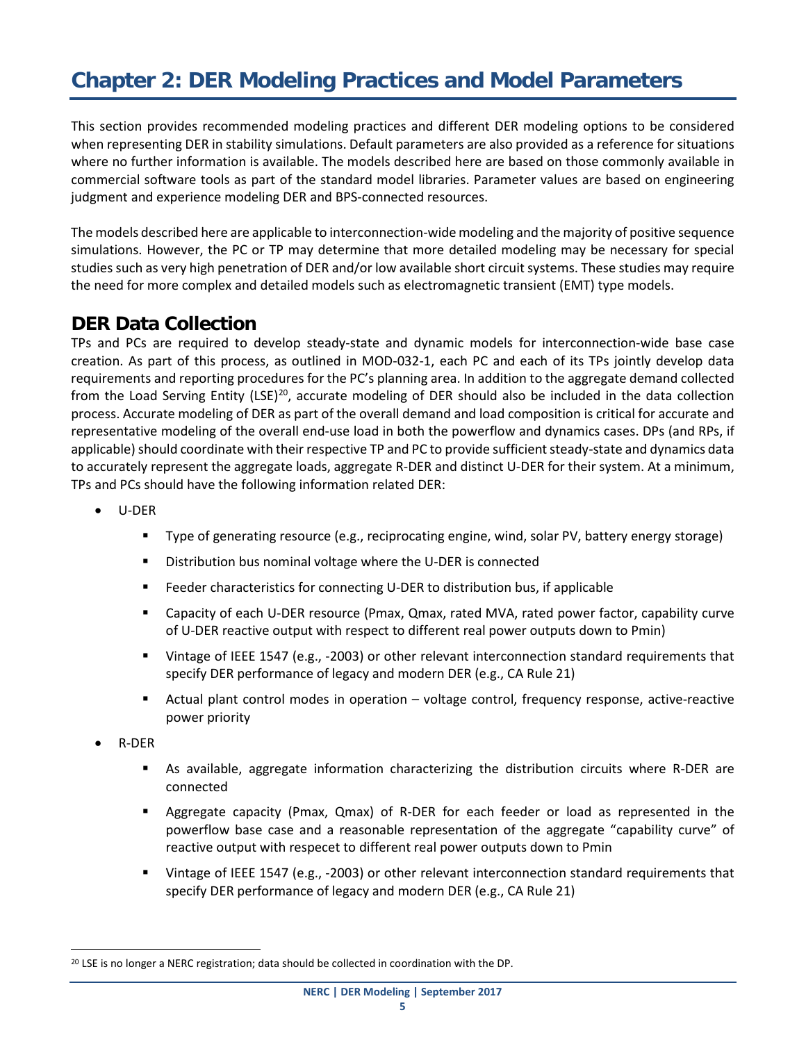# Chapter 2: DER Modeling Practices and Model Parameters

This section provides recommended modeling practices and different DER modeling options to be considered when representing DER in stability simulations. Default parameters are also provided as a reference for situations where no further information is available. The models described here are based on those commonly available in commercial software tools as part of the standard model libraries. Parameter values are based on engineering judgment and experience modeling DER and BPS-connected resources.

The models described here are applicable to interconnection-wide modeling and the majority of positive sequence simulations. However, the PC or TP may determine that more detailed modeling may be necessary for special studies such as very high penetration of DER and/or low available short circuit systems. These studies may require the need for more complex and detailed models such as electromagnetic transient (EMT) type models.

## DER Data Collection

TPs and PCs are required to develop steady-state and dynamic models for interconnection-wide base case creation. As part of this process, as outlined in MOD-032-1, each PC and each of its TPs jointly develop data requirements and reporting procedures for the PC's planning area. In addition to the aggregate demand collected from the Load Serving Entity (LSE)[20], accurate modeling of DER should also be included in the data collection process. Accurate modeling of DER as part of the overall demand and load composition is critical for accurate and representative modeling of the overall end-use load in both the powerflow and dynamics cases. DPs (and RPs, if applicable) should coordinate with their respective TP and PC to provide sufficient steady-state and dynamics data to accurately represent the aggregate loads, aggregate R-DER and distinct U-DER for their system. At a minimum, TPs and PCs should have the following information related DER:

- U-DER
  - Type of generating resource (e.g., reciprocating engine, wind, solar PV, battery energy storage)
  - Distribution bus nominal voltage where the U-DER is connected
  - Feeder characteristics for connecting U-DER to distribution bus, if applicable
  - Capacity of each U-DER resource (Pmax, Qmax, rated MVA, rated power factor, capability curve of U-DER reactive output with respect to different real power outputs down to Pmin)
  - Vintage of IEEE 1547 (e.g., -2003) or other relevant interconnection standard requirements that specify DER performance of legacy and modern DER (e.g., CA Rule 21)
  - Actual plant control modes in operation – voltage control, frequency response, active-reactive power priority
- R-DER
  - As available, aggregate information characterizing the distribution circuits where R-DER are connected
  - Aggregate capacity (Pmax, Qmax) of R-DER for each feeder or load as represented in the powerflow base case and a reasonable representation of the aggregate "capability curve" of reactive output with respecet to different real power outputs down to Pmin
  - Vintage of IEEE 1547 (e.g., -2003) or other relevant interconnection standard requirements that specify DER performance of legacy and modern DER (e.g., CA Rule 21)

---

[20] LSE is no longer a NERC registration; data should be collected in coordination with the DP.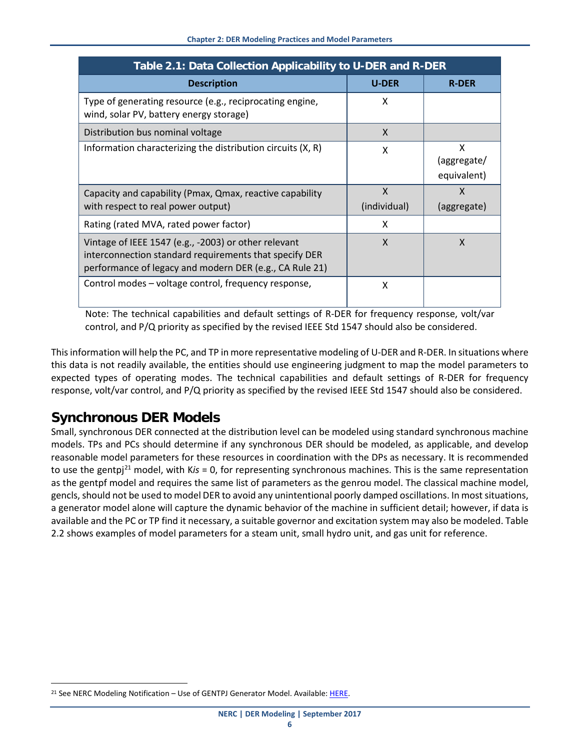| Table 2.1: Data Collection Applicability to U-DER and R-DER | | |
|---|---|---|
| **Description** | **U-DER** | **R-DER** |
| Type of generating resource (e.g., reciprocating engine, wind, solar PV, battery energy storage) | X | |
| Distribution bus nominal voltage | X | |
| Information characterizing the distribution circuits (X, R) | X | X (aggregate/ equivalent) |
| Capacity and capability (Pmax, Qmax, reactive capability with respect to real power output) | X (individual) | X (aggregate) |
| Rating (rated MVA, rated power factor) | X | |
| Vintage of IEEE 1547 (e.g., -2003) or other relevant interconnection standard requirements that specify DER performance of legacy and modern DER (e.g., CA Rule 21) | X | X |
| Control modes – voltage control, frequency response, | X | |

Note: The technical capabilities and default settings of R-DER for frequency response, volt/var control, and P/Q priority as specified by the revised IEEE Std 1547 should also be considered.

This information will help the PC, and TP in more representative modeling of U-DER and R-DER. In situations where this data is not readily available, the entities should use engineering judgment to map the model parameters to expected types of operating modes. The technical capabilities and default settings of R-DER for frequency response, volt/var control, and P/Q priority as specified by the revised IEEE Std 1547 should also be considered.

## Synchronous DER Models

Small, synchronous DER connected at the distribution level can be modeled using standard synchronous machine models. TPs and PCs should determine if any synchronous DER should be modeled, as applicable, and develop reasonable model parameters for these resources in coordination with the DPs as necessary. It is recommended to use the gentpj[21] model, with K*is* = 0, for representing synchronous machines. This is the same representation as the gentpf model and requires the same list of parameters as the genrou model. The classical machine model, gencls, should not be used to model DER to avoid any unintentional poorly damped oscillations. In most situations, a generator model alone will capture the dynamic behavior of the machine in sufficient detail; however, if data is available and the PC or TP find it necessary, a suitable governor and excitation system may also be modeled. Table 2.2 shows examples of model parameters for a steam unit, small hydro unit, and gas unit for reference.

[21] See NERC Modeling Notification – Use of GENTPJ Generator Model. Available: HERE.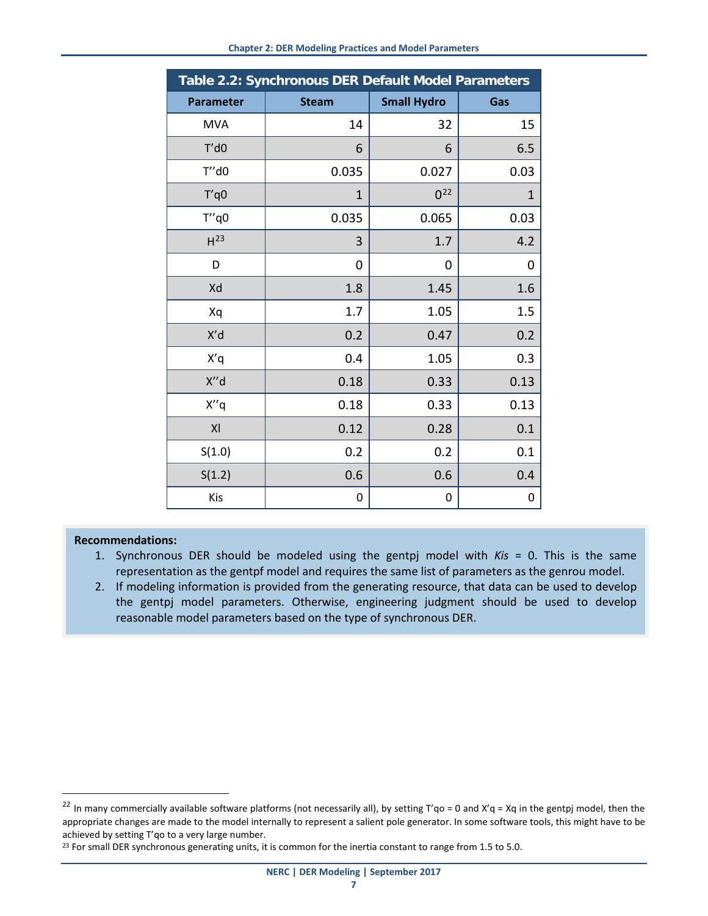**Table 2.2: Synchronous DER Default Model Parameters**

| Parameter | Steam | Small Hydro | Gas |
|---|---|---|---|
| MVA | 14 | 32 | 15 |
| T'd0 | 6 | 6 | 6.5 |
| T''d0 | 0.035 | 0.027 | 0.03 |
| T'q0 | 1 | 0[22] | 1 |
| T''q0 | 0.035 | 0.065 | 0.03 |
| H[23] | 3 | 1.7 | 4.2 |
| D | 0 | 0 | 0 |
| Xd | 1.8 | 1.45 | 1.6 |
| Xq | 1.7 | 1.05 | 1.5 |
| X'd | 0.2 | 0.47 | 0.2 |
| X'q | 0.4 | 1.05 | 0.3 |
| X''d | 0.18 | 0.33 | 0.13 |
| X''q | 0.18 | 0.33 | 0.13 |
| Xl | 0.12 | 0.28 | 0.1 |
| S(1.0) | 0.2 | 0.2 | 0.1 |
| S(1.2) | 0.6 | 0.6 | 0.4 |
| Kis | 0 | 0 | 0 |

**Recommendations:**

1. Synchronous DER should be modeled using the gentpj model with *Kis* = 0. This is the same representation as the gentpf model and requires the same list of parameters as the genrou model.
2. If modeling information is provided from the generating resource, that data can be used to develop the gentpj model parameters. Otherwise, engineering judgment should be used to develop reasonable model parameters based on the type of synchronous DER.

[22] In many commercially available software platforms (not necessarily all), by setting T'qo = 0 and X'q = Xq in the gentpj model, then the appropriate changes are made to the model internally to represent a salient pole generator. In some software tools, this might have to be achieved by setting T'qo to a very large number.

[23] For small DER synchronous generating units, it is common for the inertia constant to range from 1.5 to 5.0.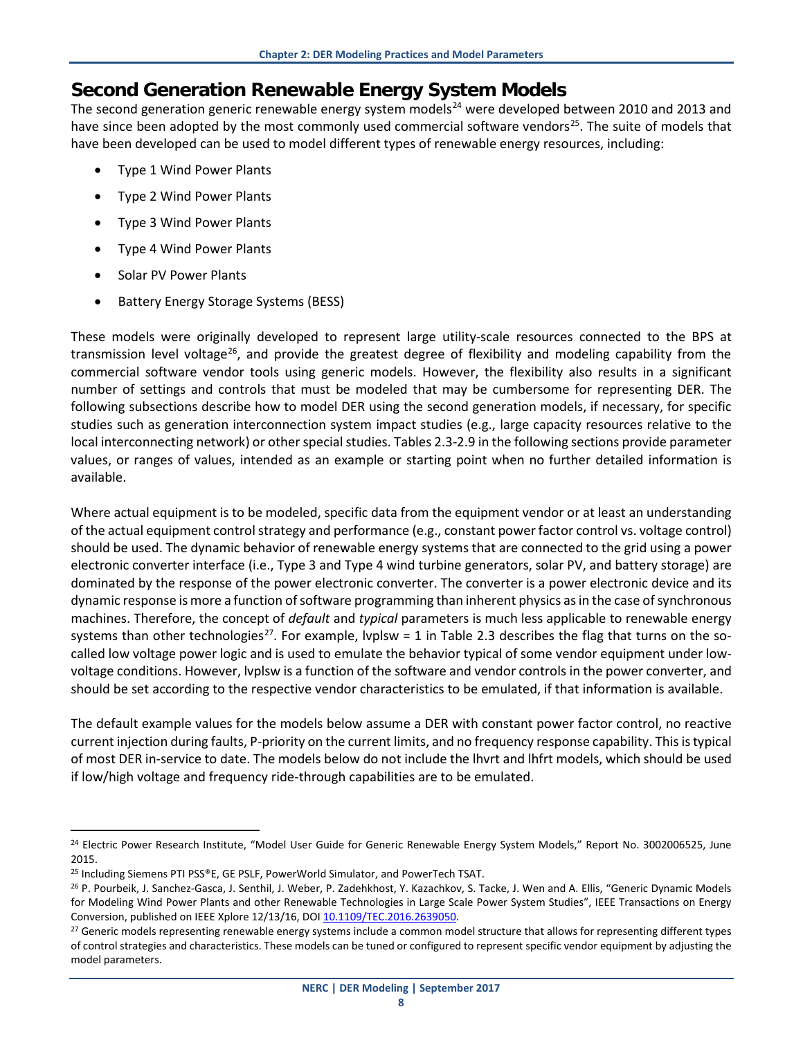## Second Generation Renewable Energy System Models

The second generation generic renewable energy system models[24] were developed between 2010 and 2013 and have since been adopted by the most commonly used commercial software vendors[25]. The suite of models that have been developed can be used to model different types of renewable energy resources, including:

- Type 1 Wind Power Plants
- Type 2 Wind Power Plants
- Type 3 Wind Power Plants
- Type 4 Wind Power Plants
- Solar PV Power Plants
- Battery Energy Storage Systems (BESS)

These models were originally developed to represent large utility-scale resources connected to the BPS at transmission level voltage[26], and provide the greatest degree of flexibility and modeling capability from the commercial software vendor tools using generic models. However, the flexibility also results in a significant number of settings and controls that must be modeled that may be cumbersome for representing DER. The following subsections describe how to model DER using the second generation models, if necessary, for specific studies such as generation interconnection system impact studies (e.g., large capacity resources relative to the local interconnecting network) or other special studies. Tables 2.3-2.9 in the following sections provide parameter values, or ranges of values, intended as an example or starting point when no further detailed information is available.

Where actual equipment is to be modeled, specific data from the equipment vendor or at least an understanding of the actual equipment control strategy and performance (e.g., constant power factor control vs. voltage control) should be used. The dynamic behavior of renewable energy systems that are connected to the grid using a power electronic converter interface (i.e., Type 3 and Type 4 wind turbine generators, solar PV, and battery storage) are dominated by the response of the power electronic converter. The converter is a power electronic device and its dynamic response is more a function of software programming than inherent physics as in the case of synchronous machines. Therefore, the concept of *default* and *typical* parameters is much less applicable to renewable energy systems than other technologies[27]. For example, lvplsw = 1 in Table 2.3 describes the flag that turns on the so-called low voltage power logic and is used to emulate the behavior typical of some vendor equipment under low-voltage conditions. However, lvplsw is a function of the software and vendor controls in the power converter, and should be set according to the respective vendor characteristics to be emulated, if that information is available.

The default example values for the models below assume a DER with constant power factor control, no reactive current injection during faults, P-priority on the current limits, and no frequency response capability. This is typical of most DER in-service to date. The models below do not include the lhvrt and lhfrt models, which should be used if low/high voltage and frequency ride-through capabilities are to be emulated.

---

[24] Electric Power Research Institute, "Model User Guide for Generic Renewable Energy System Models," Report No. 3002006525, June 2015.

[25] Including Siemens PTI PSS®E, GE PSLF, PowerWorld Simulator, and PowerTech TSAT.

[26] P. Pourbeik, J. Sanchez-Gasca, J. Senthil, J. Weber, P. Zadehkhost, Y. Kazachkov, S. Tacke, J. Wen and A. Ellis, "Generic Dynamic Models for Modeling Wind Power Plants and other Renewable Technologies in Large Scale Power System Studies", IEEE Transactions on Energy Conversion, published on IEEE Xplore 12/13/16, DOI 10.1109/TEC.2016.2639050.

[27] Generic models representing renewable energy systems include a common model structure that allows for representing different types of control strategies and characteristics. These models can be tuned or configured to represent specific vendor equipment by adjusting the model parameters.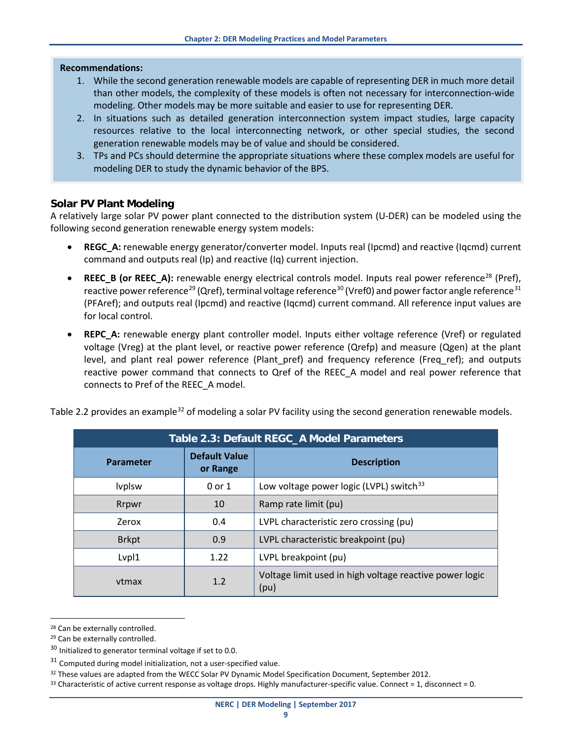**Recommendations:**

1. While the second generation renewable models are capable of representing DER in much more detail than other models, the complexity of these models is often not necessary for interconnection-wide modeling. Other models may be more suitable and easier to use for representing DER.
2. In situations such as detailed generation interconnection system impact studies, large capacity resources relative to the local interconnecting network, or other special studies, the second generation renewable models may be of value and should be considered.
3. TPs and PCs should determine the appropriate situations where these complex models are useful for modeling DER to study the dynamic behavior of the BPS.

## Solar PV Plant Modeling

A relatively large solar PV power plant connected to the distribution system (U-DER) can be modeled using the following second generation renewable energy system models:

- **REGC_A:** renewable energy generator/converter model. Inputs real (Ipcmd) and reactive (Iqcmd) current command and outputs real (Ip) and reactive (Iq) current injection.
- **REEC_B (or REEC_A):** renewable energy electrical controls model. Inputs real power reference[28] (Pref), reactive power reference[29] (Qref), terminal voltage reference[30] (Vref0) and power factor angle reference[31] (PFAref); and outputs real (Ipcmd) and reactive (Iqcmd) current command. All reference input values are for local control.
- **REPC_A:** renewable energy plant controller model. Inputs either voltage reference (Vref) or regulated voltage (Vreg) at the plant level, or reactive power reference (Qrefp) and measure (Qgen) at the plant level, and plant real power reference (Plant_pref) and frequency reference (Freq_ref); and outputs reactive power command that connects to Qref of the REEC_A model and real power reference that connects to Pref of the REEC_A model.

Table 2.2 provides an example[32] of modeling a solar PV facility using the second generation renewable models.

**Table 2.3: Default REGC_A Model Parameters**

| Parameter | Default Value or Range | Description |
|---|---|---|
| lvplsw | 0 or 1 | Low voltage power logic (LVPL) switch[33] |
| Rrpwr | 10 | Ramp rate limit (pu) |
| Zerox | 0.4 | LVPL characteristic zero crossing (pu) |
| Brkpt | 0.9 | LVPL characteristic breakpoint (pu) |
| Lvpl1 | 1.22 | LVPL breakpoint (pu) |
| vtmax | 1.2 | Voltage limit used in high voltage reactive power logic (pu) |

[28] Can be externally controlled.

[29] Can be externally controlled.

[30] Initialized to generator terminal voltage if set to 0.0.

[31] Computed during model initialization, not a user-specified value.

[32] These values are adapted from the WECC Solar PV Dynamic Model Specification Document, September 2012.

[33] Characteristic of active current response as voltage drops. Highly manufacturer-specific value. Connect = 1, disconnect = 0.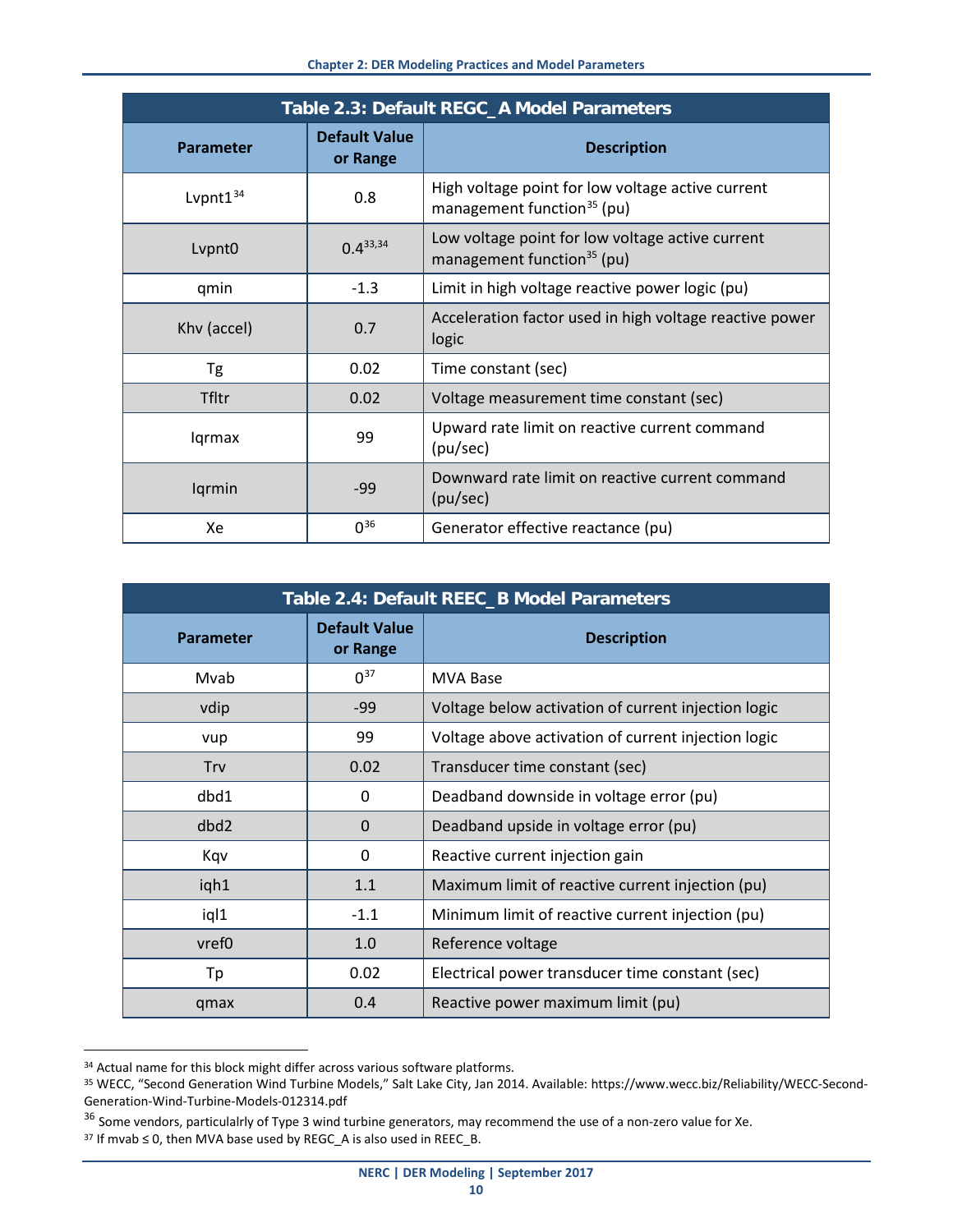**Table 2.3: Default REGC_A Model Parameters**

| Parameter | Default Value or Range | Description |
|---|---|---|
| Lvpnt1[34] | 0.8 | High voltage point for low voltage active current management function[35] (pu) |
| Lvpnt0 | 0.4[33,34] | Low voltage point for low voltage active current management function[35] (pu) |
| qmin | -1.3 | Limit in high voltage reactive power logic (pu) |
| Khv (accel) | 0.7 | Acceleration factor used in high voltage reactive power logic |
| Tg | 0.02 | Time constant (sec) |
| Tfltr | 0.02 | Voltage measurement time constant (sec) |
| Iqrmax | 99 | Upward rate limit on reactive current command (pu/sec) |
| Iqrmin | -99 | Downward rate limit on reactive current command (pu/sec) |
| Xe | 0[36] | Generator effective reactance (pu) |

**Table 2.4: Default REEC_B Model Parameters**

| Parameter | Default Value or Range | Description |
|---|---|---|
| Mvab | 0[37] | MVA Base |
| vdip | -99 | Voltage below activation of current injection logic |
| vup | 99 | Voltage above activation of current injection logic |
| Trv | 0.02 | Transducer time constant (sec) |
| dbd1 | 0 | Deadband downside in voltage error (pu) |
| dbd2 | 0 | Deadband upside in voltage error (pu) |
| Kqv | 0 | Reactive current injection gain |
| iqh1 | 1.1 | Maximum limit of reactive current injection (pu) |
| iql1 | -1.1 | Minimum limit of reactive current injection (pu) |
| vref0 | 1.0 | Reference voltage |
| Tp | 0.02 | Electrical power transducer time constant (sec) |
| qmax | 0.4 | Reactive power maximum limit (pu) |

---

[34] Actual name for this block might differ across various software platforms.

[35] WECC, "Second Generation Wind Turbine Models," Salt Lake City, Jan 2014. Available: https://www.wecc.biz/Reliability/WECC-Second-Generation-Wind-Turbine-Models-012314.pdf

[36] Some vendors, particulalrly of Type 3 wind turbine generators, may recommend the use of a non-zero value for Xe.

[37] If mvab ≤ 0, then MVA base used by REGC_A is also used in REEC_B.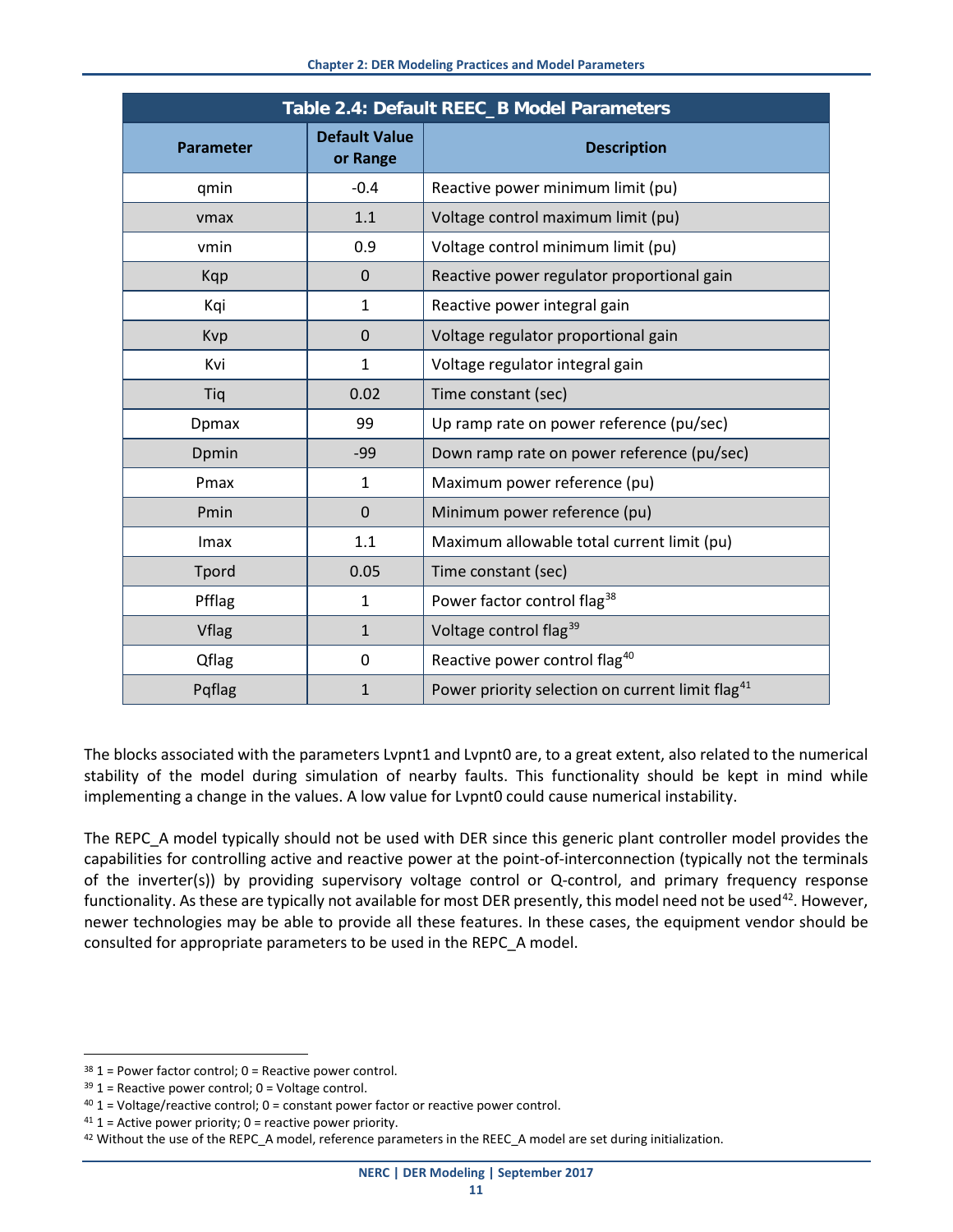**Table 2.4: Default REEC_B Model Parameters**

| Parameter | Default Value or Range | Description |
|---|---|---|
| qmin | -0.4 | Reactive power minimum limit (pu) |
| vmax | 1.1 | Voltage control maximum limit (pu) |
| vmin | 0.9 | Voltage control minimum limit (pu) |
| Kqp | 0 | Reactive power regulator proportional gain |
| Kqi | 1 | Reactive power integral gain |
| Kvp | 0 | Voltage regulator proportional gain |
| Kvi | 1 | Voltage regulator integral gain |
| Tiq | 0.02 | Time constant (sec) |
| Dpmax | 99 | Up ramp rate on power reference (pu/sec) |
| Dpmin | -99 | Down ramp rate on power reference (pu/sec) |
| Pmax | 1 | Maximum power reference (pu) |
| Pmin | 0 | Minimum power reference (pu) |
| Imax | 1.1 | Maximum allowable total current limit (pu) |
| Tpord | 0.05 | Time constant (sec) |
| Pfflag | 1 | Power factor control flag[38] |
| Vflag | 1 | Voltage control flag[39] |
| Qflag | 0 | Reactive power control flag[40] |
| Pqflag | 1 | Power priority selection on current limit flag[41] |

The blocks associated with the parameters Lvpnt1 and Lvpnt0 are, to a great extent, also related to the numerical stability of the model during simulation of nearby faults. This functionality should be kept in mind while implementing a change in the values. A low value for Lvpnt0 could cause numerical instability.

The REPC_A model typically should not be used with DER since this generic plant controller model provides the capabilities for controlling active and reactive power at the point-of-interconnection (typically not the terminals of the inverter(s)) by providing supervisory voltage control or Q-control, and primary frequency response functionality. As these are typically not available for most DER presently, this model need not be used[42]. However, newer technologies may be able to provide all these features. In these cases, the equipment vendor should be consulted for appropriate parameters to be used in the REPC_A model.

---

[38] 1 = Power factor control; 0 = Reactive power control.

[39] 1 = Reactive power control; 0 = Voltage control.

[40] 1 = Voltage/reactive control; 0 = constant power factor or reactive power control.

[41] 1 = Active power priority; 0 = reactive power priority.

[42] Without the use of the REPC_A model, reference parameters in the REEC_A model are set during initialization.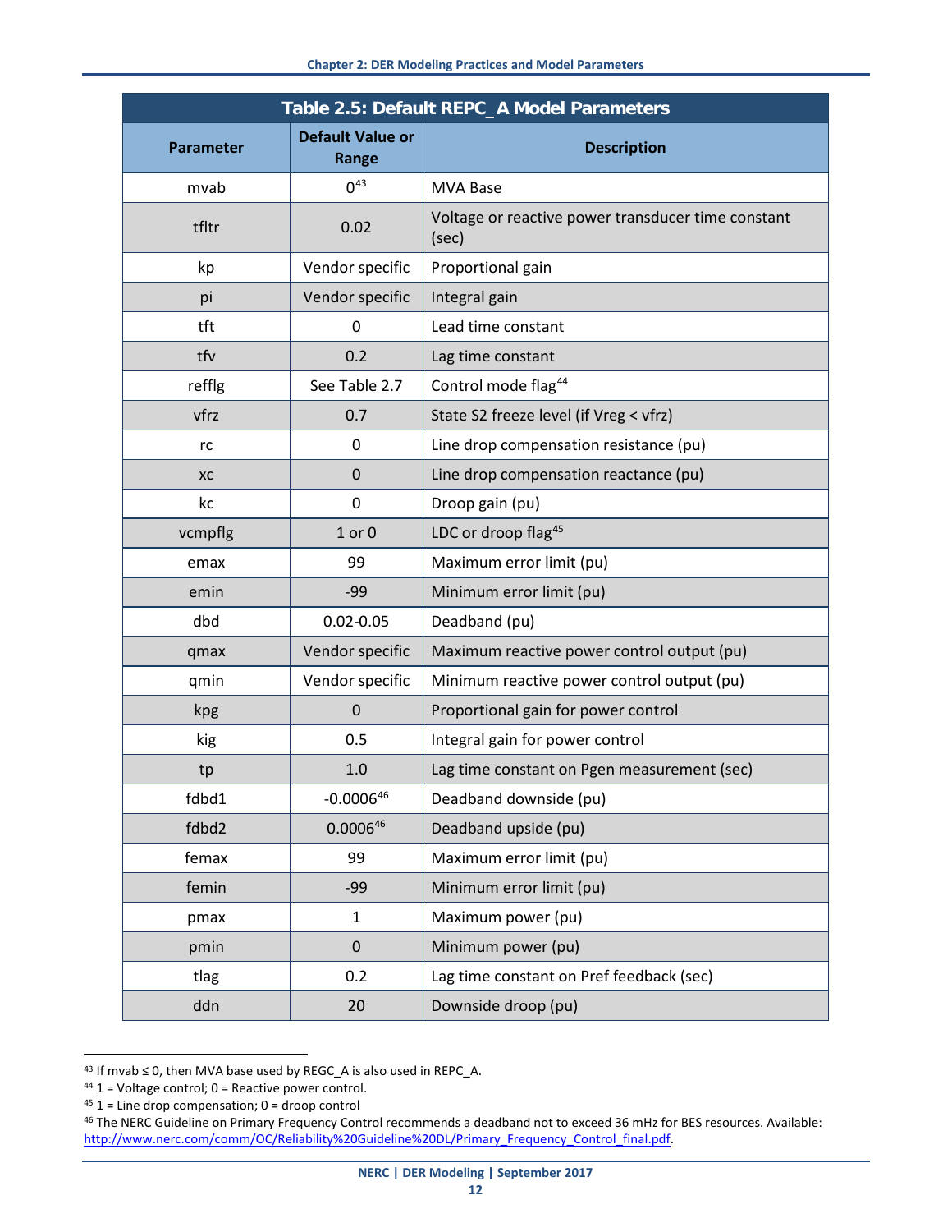**Table 2.5: Default REPC_A Model Parameters**

| Parameter | Default Value or Range | Description |
|---|---|---|
| mvab | 0[43] | MVA Base |
| tfltr | 0.02 | Voltage or reactive power transducer time constant (sec) |
| kp | Vendor specific | Proportional gain |
| pi | Vendor specific | Integral gain |
| tft | 0 | Lead time constant |
| tfv | 0.2 | Lag time constant |
| refflg | See Table 2.7 | Control mode flag[44] |
| vfrz | 0.7 | State S2 freeze level (if Vreg < vfrz) |
| rc | 0 | Line drop compensation resistance (pu) |
| xc | 0 | Line drop compensation reactance (pu) |
| kc | 0 | Droop gain (pu) |
| vcmpflg | 1 or 0 | LDC or droop flag[45] |
| emax | 99 | Maximum error limit (pu) |
| emin | -99 | Minimum error limit (pu) |
| dbd | 0.02-0.05 | Deadband (pu) |
| qmax | Vendor specific | Maximum reactive power control output (pu) |
| qmin | Vendor specific | Minimum reactive power control output (pu) |
| kpg | 0 | Proportional gain for power control |
| kig | 0.5 | Integral gain for power control |
| tp | 1.0 | Lag time constant on Pgen measurement (sec) |
| fdbd1 | -0.0006[46] | Deadband downside (pu) |
| fdbd2 | 0.0006[46] | Deadband upside (pu) |
| femax | 99 | Maximum error limit (pu) |
| femin | -99 | Minimum error limit (pu) |
| pmax | 1 | Maximum power (pu) |
| pmin | 0 | Minimum power (pu) |
| tlag | 0.2 | Lag time constant on Pref feedback (sec) |
| ddn | 20 | Downside droop (pu) |

[43] If mvab ≤ 0, then MVA base used by REGC_A is also used in REPC_A.

[44] 1 = Voltage control; 0 = Reactive power control.

[45] 1 = Line drop compensation; 0 = droop control

[46] The NERC Guideline on Primary Frequency Control recommends a deadband not to exceed 36 mHz for BES resources. Available: http://www.nerc.com/comm/OC/Reliability%20Guideline%20DL/Primary_Frequency_Control_final.pdf.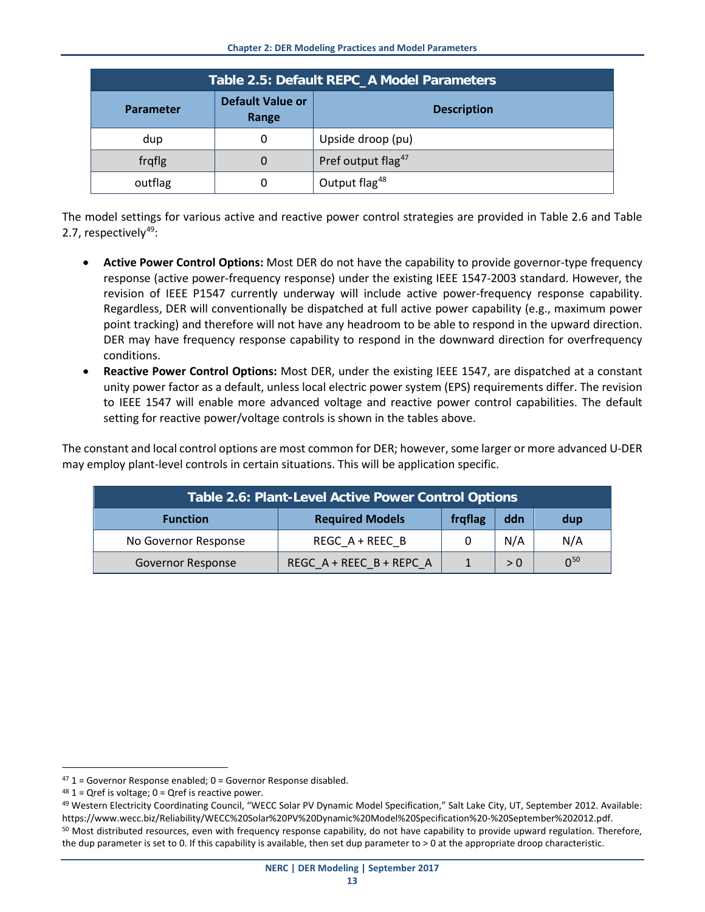| Table 2.5: Default REPC_A Model Parameters | | |
|---|---|---|
| Parameter | Default Value or Range | Description |
| dup | 0 | Upside droop (pu) |
| frqflg | 0 | Pref output flag[47] |
| outflag | 0 | Output flag[48] |

The model settings for various active and reactive power control strategies are provided in Table 2.6 and Table 2.7, respectively[49]:

- **Active Power Control Options:** Most DER do not have the capability to provide governor-type frequency response (active power-frequency response) under the existing IEEE 1547-2003 standard. However, the revision of IEEE P1547 currently underway will include active power-frequency response capability. Regardless, DER will conventionally be dispatched at full active power capability (e.g., maximum power point tracking) and therefore will not have any headroom to be able to respond in the upward direction. DER may have frequency response capability to respond in the downward direction for overfrequency conditions.
- **Reactive Power Control Options:** Most DER, under the existing IEEE 1547, are dispatched at a constant unity power factor as a default, unless local electric power system (EPS) requirements differ. The revision to IEEE 1547 will enable more advanced voltage and reactive power control capabilities. The default setting for reactive power/voltage controls is shown in the tables above.

The constant and local control options are most common for DER; however, some larger or more advanced U-DER may employ plant-level controls in certain situations. This will be application specific.

| Table 2.6: Plant-Level Active Power Control Options | | | | |
|---|---|---|---|---|
| Function | Required Models | frqflag | ddn | dup |
| No Governor Response | REGC_A + REEC_B | 0 | N/A | N/A |
| Governor Response | REGC_A + REEC_B + REPC_A | 1 | > 0 | 0[50] |

[47] 1 = Governor Response enabled; 0 = Governor Response disabled.

[48] 1 = Qref is voltage; 0 = Qref is reactive power.

[49] Western Electricity Coordinating Council, "WECC Solar PV Dynamic Model Specification," Salt Lake City, UT, September 2012. Available: https://www.wecc.biz/Reliability/WECC%20Solar%20PV%20Dynamic%20Model%20Specification%20-%20September%202012.pdf.

[50] Most distributed resources, even with frequency response capability, do not have capability to provide upward regulation. Therefore, the dup parameter is set to 0. If this capability is available, then set dup parameter to > 0 at the appropriate droop characteristic.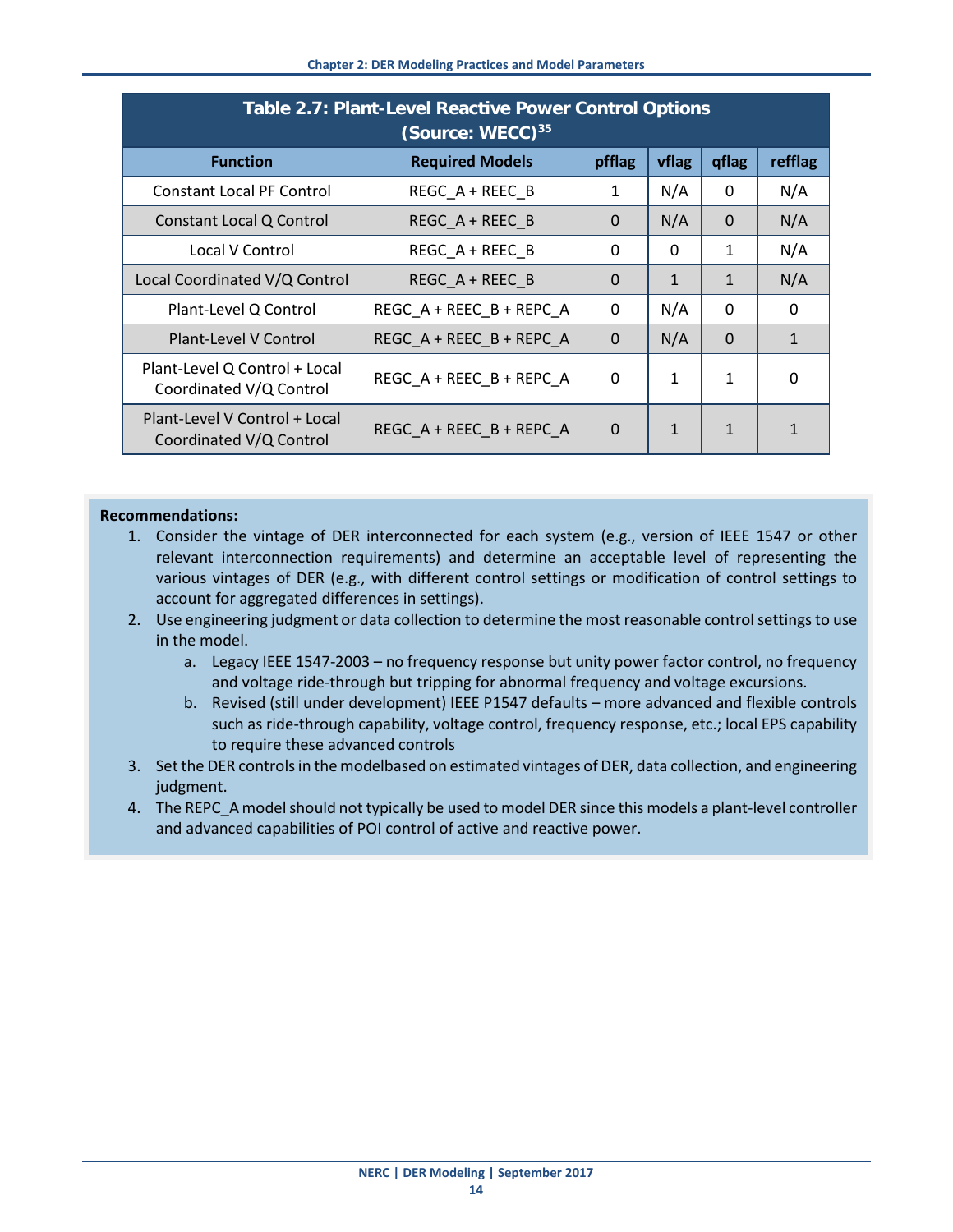**Table 2.7: Plant-Level Reactive Power Control Options (Source: WECC)[35]**

| Function | Required Models | pfflag | vflag | qflag | refflag |
|---|---|---|---|---|---|
| Constant Local PF Control | REGC_A + REEC_B | 1 | N/A | 0 | N/A |
| Constant Local Q Control | REGC_A + REEC_B | 0 | N/A | 0 | N/A |
| Local V Control | REGC_A + REEC_B | 0 | 0 | 1 | N/A |
| Local Coordinated V/Q Control | REGC_A + REEC_B | 0 | 1 | 1 | N/A |
| Plant-Level Q Control | REGC_A + REEC_B + REPC_A | 0 | N/A | 0 | 0 |
| Plant-Level V Control | REGC_A + REEC_B + REPC_A | 0 | N/A | 0 | 1 |
| Plant-Level Q Control + Local Coordinated V/Q Control | REGC_A + REEC_B + REPC_A | 0 | 1 | 1 | 0 |
| Plant-Level V Control + Local Coordinated V/Q Control | REGC_A + REEC_B + REPC_A | 0 | 1 | 1 | 1 |

**Recommendations:**

1. Consider the vintage of DER interconnected for each system (e.g., version of IEEE 1547 or other relevant interconnection requirements) and determine an acceptable level of representing the various vintages of DER (e.g., with different control settings or modification of control settings to account for aggregated differences in settings).
2. Use engineering judgment or data collection to determine the most reasonable control settings to use in the model.
   a. Legacy IEEE 1547-2003 – no frequency response but unity power factor control, no frequency and voltage ride-through but tripping for abnormal frequency and voltage excursions.
   b. Revised (still under development) IEEE P1547 defaults – more advanced and flexible controls such as ride-through capability, voltage control, frequency response, etc.; local EPS capability to require these advanced controls
3. Set the DER controls in the modelbased on estimated vintages of DER, data collection, and engineering judgment.
4. The REPC_A model should not typically be used to model DER since this models a plant-level controller and advanced capabilities of POI control of active and reactive power.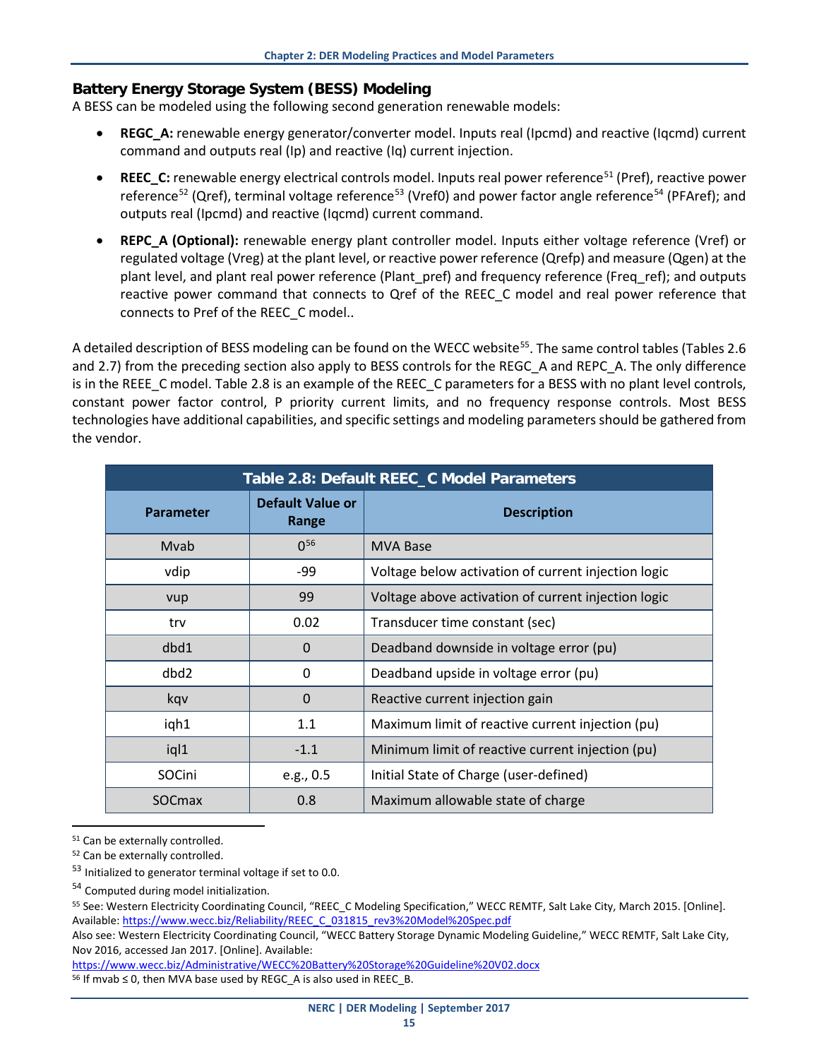### Battery Energy Storage System (BESS) Modeling

A BESS can be modeled using the following second generation renewable models:

- **REGC_A:** renewable energy generator/converter model. Inputs real (Ipcmd) and reactive (Iqcmd) current command and outputs real (Ip) and reactive (Iq) current injection.
- **REEC_C:** renewable energy electrical controls model. Inputs real power reference[51] (Pref), reactive power reference[52] (Qref), terminal voltage reference[53] (Vref0) and power factor angle reference[54] (PFAref); and outputs real (Ipcmd) and reactive (Iqcmd) current command.
- **REPC_A (Optional):** renewable energy plant controller model. Inputs either voltage reference (Vref) or regulated voltage (Vreg) at the plant level, or reactive power reference (Qrefp) and measure (Qgen) at the plant level, and plant real power reference (Plant_pref) and frequency reference (Freq_ref); and outputs reactive power command that connects to Qref of the REEC_C model and real power reference that connects to Pref of the REEC_C model..

A detailed description of BESS modeling can be found on the WECC website[55]. The same control tables (Tables 2.6 and 2.7) from the preceding section also apply to BESS controls for the REGC_A and REPC_A. The only difference is in the REEC_C model. Table 2.8 is an example of the REEC_C parameters for a BESS with no plant level controls, constant power factor control, P priority current limits, and no frequency response controls. Most BESS technologies have additional capabilities, and specific settings and modeling parameters should be gathered from the vendor.

**Table 2.8: Default REEC_C Model Parameters**

| Parameter | Default Value or Range | Description |
|---|---|---|
| Mvab | 0[56] | MVA Base |
| vdip | -99 | Voltage below activation of current injection logic |
| vup | 99 | Voltage above activation of current injection logic |
| trv | 0.02 | Transducer time constant (sec) |
| dbd1 | 0 | Deadband downside in voltage error (pu) |
| dbd2 | 0 | Deadband upside in voltage error (pu) |
| kqv | 0 | Reactive current injection gain |
| iqh1 | 1.1 | Maximum limit of reactive current injection (pu) |
| iql1 | -1.1 | Minimum limit of reactive current injection (pu) |
| SOCini | e.g., 0.5 | Initial State of Charge (user-defined) |
| SOCmax | 0.8 | Maximum allowable state of charge |

[51] Can be externally controlled.

[52] Can be externally controlled.

[53] Initialized to generator terminal voltage if set to 0.0.

[54] Computed during model initialization.

[55] See: Western Electricity Coordinating Council, "REEC_C Modeling Specification," WECC REMTF, Salt Lake City, March 2015. [Online]. Available: https://www.wecc.biz/Reliability/REEC_C_031815_rev3%20Model%20Spec.pdf
Also see: Western Electricity Coordinating Council, "WECC Battery Storage Dynamic Modeling Guideline," WECC REMTF, Salt Lake City, Nov 2016, accessed Jan 2017. [Online]. Available: https://www.wecc.biz/Administrative/WECC%20Battery%20Storage%20Guideline%20V02.docx

[56] If mvab ≤ 0, then MVA base used by REGC_A is also used in REEC_B.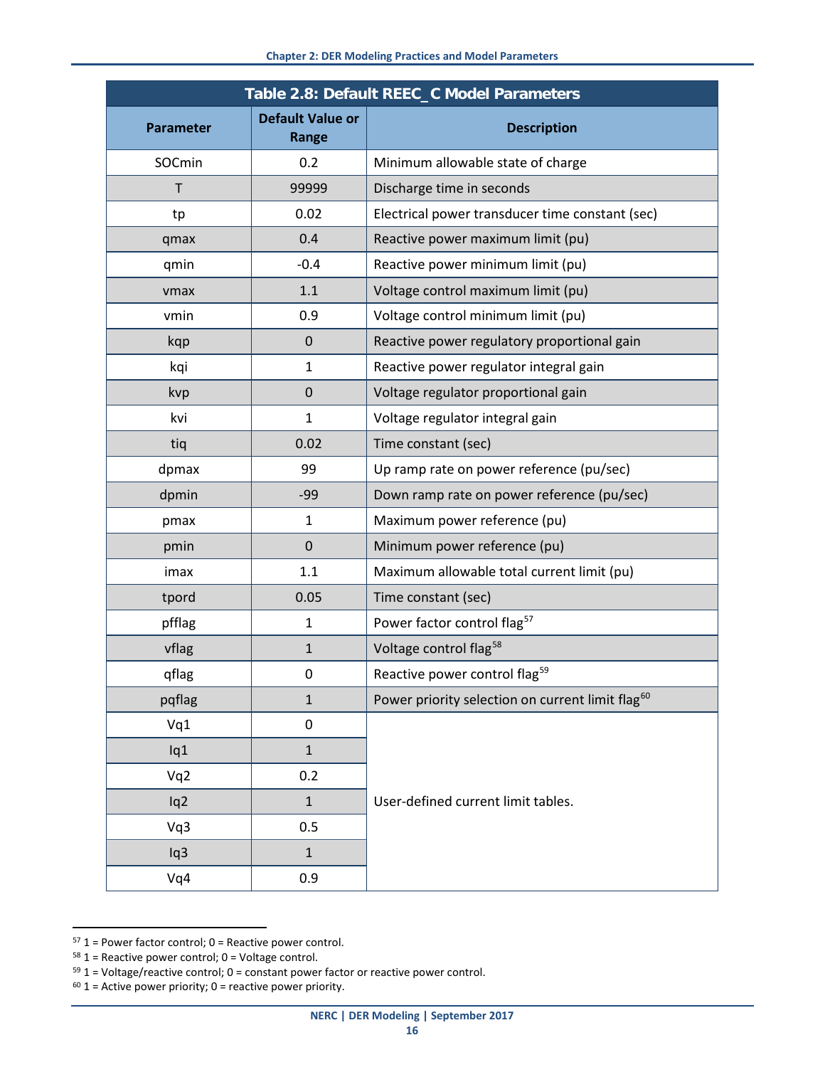| Table 2.8: Default REEC_C Model Parameters | | |
|---|---|---|
| **Parameter** | **Default Value or Range** | **Description** |
| SOCmin | 0.2 | Minimum allowable state of charge |
| T | 99999 | Discharge time in seconds |
| tp | 0.02 | Electrical power transducer time constant (sec) |
| qmax | 0.4 | Reactive power maximum limit (pu) |
| qmin | -0.4 | Reactive power minimum limit (pu) |
| vmax | 1.1 | Voltage control maximum limit (pu) |
| vmin | 0.9 | Voltage control minimum limit (pu) |
| kqp | 0 | Reactive power regulatory proportional gain |
| kqi | 1 | Reactive power regulator integral gain |
| kvp | 0 | Voltage regulator proportional gain |
| kvi | 1 | Voltage regulator integral gain |
| tiq | 0.02 | Time constant (sec) |
| dpmax | 99 | Up ramp rate on power reference (pu/sec) |
| dpmin | -99 | Down ramp rate on power reference (pu/sec) |
| pmax | 1 | Maximum power reference (pu) |
| pmin | 0 | Minimum power reference (pu) |
| imax | 1.1 | Maximum allowable total current limit (pu) |
| tpord | 0.05 | Time constant (sec) |
| pfflag | 1 | Power factor control flag[57] |
| vflag | 1 | Voltage control flag[58] |
| qflag | 0 | Reactive power control flag[59] |
| pqflag | 1 | Power priority selection on current limit flag[60] |
| Vq1 | 0 | User-defined current limit tables. |
| Iq1 | 1 | |
| Vq2 | 0.2 | |
| Iq2 | 1 | |
| Vq3 | 0.5 | |
| Iq3 | 1 | |
| Vq4 | 0.9 | |

[57] 1 = Power factor control; 0 = Reactive power control.

[58] 1 = Reactive power control; 0 = Voltage control.

[59] 1 = Voltage/reactive control; 0 = constant power factor or reactive power control.

[60] 1 = Active power priority; 0 = reactive power priority.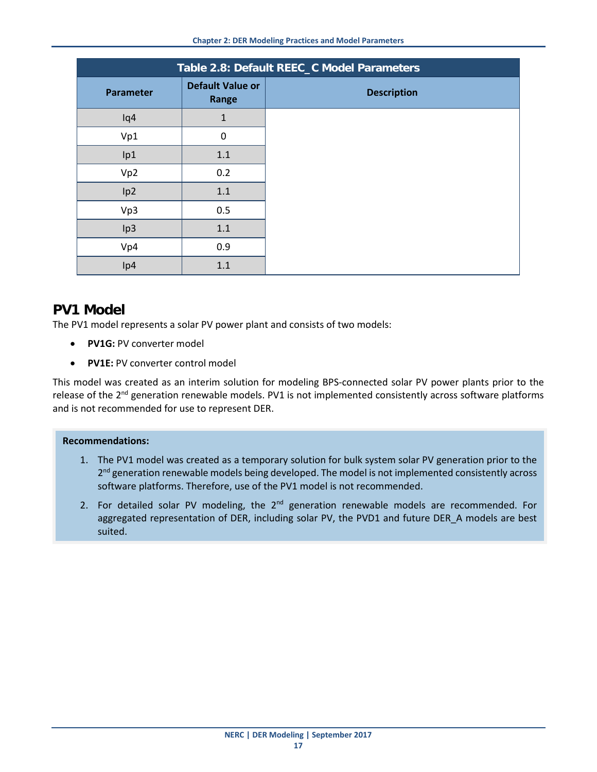| Table 2.8: Default REEC_C Model Parameters | | |
|---|---|---|
| **Parameter** | **Default Value or Range** | **Description** |
| Iq4 | 1 | |
| Vp1 | 0 | |
| Ip1 | 1.1 | |
| Vp2 | 0.2 | |
| Ip2 | 1.1 | |
| Vp3 | 0.5 | |
| Ip3 | 1.1 | |
| Vp4 | 0.9 | |
| Ip4 | 1.1 | |

## PV1 Model

The PV1 model represents a solar PV power plant and consists of two models:

- **PV1G:** PV converter model
- **PV1E:** PV converter control model

This model was created as an interim solution for modeling BPS-connected solar PV power plants prior to the release of the 2nd generation renewable models. PV1 is not implemented consistently across software platforms and is not recommended for use to represent DER.

**Recommendations:**

1. The PV1 model was created as a temporary solution for bulk system solar PV generation prior to the 2nd generation renewable models being developed. The model is not implemented consistently across software platforms. Therefore, use of the PV1 model is not recommended.
2. For detailed solar PV modeling, the 2nd generation renewable models are recommended. For aggregated representation of DER, including solar PV, the PVD1 and future DER_A models are best suited.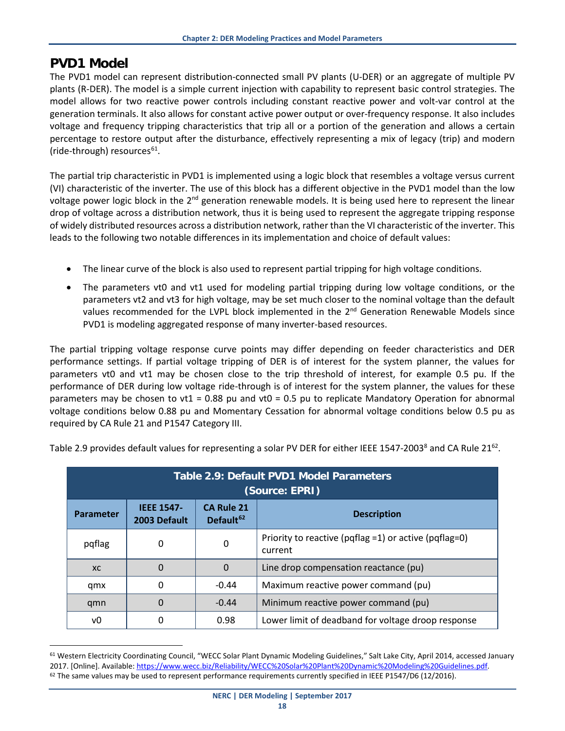## PVD1 Model

The PVD1 model can represent distribution-connected small PV plants (U-DER) or an aggregate of multiple PV plants (R-DER). The model is a simple current injection with capability to represent basic control strategies. The model allows for two reactive power controls including constant reactive power and volt-var control at the generation terminals. It also allows for constant active power output or over-frequency response. It also includes voltage and frequency tripping characteristics that trip all or a portion of the generation and allows a certain percentage to restore output after the disturbance, effectively representing a mix of legacy (trip) and modern (ride-through) resources[61].

The partial trip characteristic in PVD1 is implemented using a logic block that resembles a voltage versus current (VI) characteristic of the inverter. The use of this block has a different objective in the PVD1 model than the low voltage power logic block in the 2nd generation renewable models. It is being used here to represent the linear drop of voltage across a distribution network, thus it is being used to represent the aggregate tripping response of widely distributed resources across a distribution network, rather than the VI characteristic of the inverter. This leads to the following two notable differences in its implementation and choice of default values:

- The linear curve of the block is also used to represent partial tripping for high voltage conditions.
- The parameters vt0 and vt1 used for modeling partial tripping during low voltage conditions, or the parameters vt2 and vt3 for high voltage, may be set much closer to the nominal voltage than the default values recommended for the LVPL block implemented in the 2nd Generation Renewable Models since PVD1 is modeling aggregated response of many inverter-based resources.

The partial tripping voltage response curve points may differ depending on feeder characteristics and DER performance settings. If partial voltage tripping of DER is of interest for the system planner, the values for parameters vt0 and vt1 may be chosen close to the trip threshold of interest, for example 0.5 pu. If the performance of DER during low voltage ride-through is of interest for the system planner, the values for these parameters may be chosen to vt1 = 0.88 pu and vt0 = 0.5 pu to replicate Mandatory Operation for abnormal voltage conditions below 0.88 pu and Momentary Cessation for abnormal voltage conditions below 0.5 pu as required by CA Rule 21 and P1547 Category III.

Table 2.9 provides default values for representing a solar PV DER for either IEEE 1547-2003[8] and CA Rule 21[62].

**Table 2.9: Default PVD1 Model Parameters (Source: EPRI)**

| Parameter | IEEE 1547-2003 Default | CA Rule 21 Default[62] | Description |
|---|---|---|---|
| pqflag | 0 | 0 | Priority to reactive (pqflag =1) or active (pqflag=0) current |
| xc | 0 | 0 | Line drop compensation reactance (pu) |
| qmx | 0 | -0.44 | Maximum reactive power command (pu) |
| qmn | 0 | -0.44 | Minimum reactive power command (pu) |
| v0 | 0 | 0.98 | Lower limit of deadband for voltage droop response |

[61] Western Electricity Coordinating Council, "WECC Solar Plant Dynamic Modeling Guidelines," Salt Lake City, April 2014, accessed January 2017. [Online]. Available: https://www.wecc.biz/Reliability/WECC%20Solar%20Plant%20Dynamic%20Modeling%20Guidelines.pdf.

[62] The same values may be used to represent performance requirements currently specified in IEEE P1547/D6 (12/2016).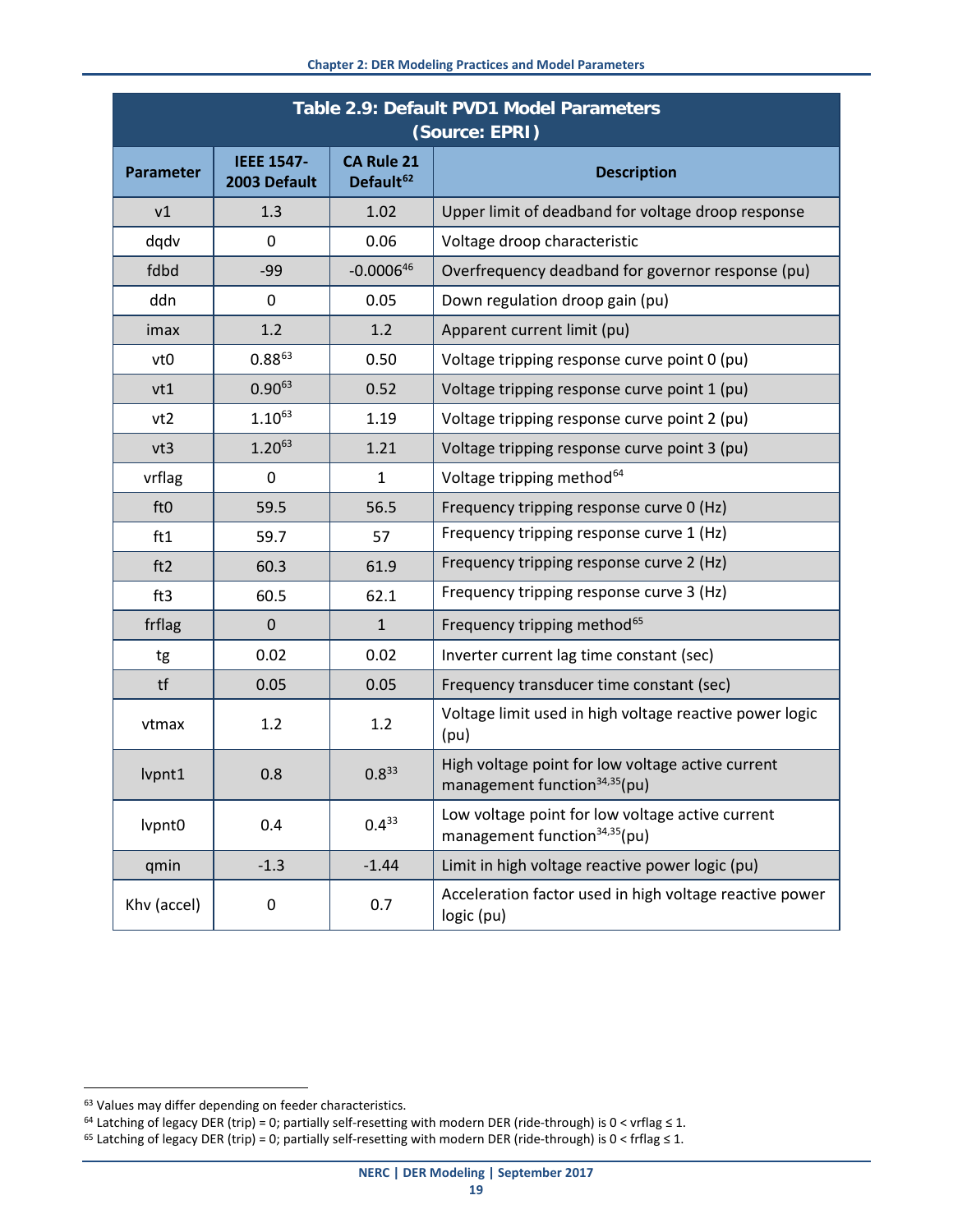**Table 2.9: Default PVD1 Model Parameters (Source: EPRI)**

| Parameter | IEEE 1547-2003 Default | CA Rule 21 Default[62] | Description |
|---|---|---|---|
| v1 | 1.3 | 1.02 | Upper limit of deadband for voltage droop response |
| dqdv | 0 | 0.06 | Voltage droop characteristic |
| fdbd | -99 | -0.0006[46] | Overfrequency deadband for governor response (pu) |
| ddn | 0 | 0.05 | Down regulation droop gain (pu) |
| imax | 1.2 | 1.2 | Apparent current limit (pu) |
| vt0 | 0.88[63] | 0.50 | Voltage tripping response curve point 0 (pu) |
| vt1 | 0.90[63] | 0.52 | Voltage tripping response curve point 1 (pu) |
| vt2 | 1.10[63] | 1.19 | Voltage tripping response curve point 2 (pu) |
| vt3 | 1.20[63] | 1.21 | Voltage tripping response curve point 3 (pu) |
| vrflag | 0 | 1 | Voltage tripping method[64] |
| ft0 | 59.5 | 56.5 | Frequency tripping response curve 0 (Hz) |
| ft1 | 59.7 | 57 | Frequency tripping response curve 1 (Hz) |
| ft2 | 60.3 | 61.9 | Frequency tripping response curve 2 (Hz) |
| ft3 | 60.5 | 62.1 | Frequency tripping response curve 3 (Hz) |
| frflag | 0 | 1 | Frequency tripping method[65] |
| tg | 0.02 | 0.02 | Inverter current lag time constant (sec) |
| tf | 0.05 | 0.05 | Frequency transducer time constant (sec) |
| vtmax | 1.2 | 1.2 | Voltage limit used in high voltage reactive power logic (pu) |
| lvpnt1 | 0.8 | 0.8[33] | High voltage point for low voltage active current management function[34,35](pu) |
| lvpnt0 | 0.4 | 0.4[33] | Low voltage point for low voltage active current management function[34,35](pu) |
| qmin | -1.3 | -1.44 | Limit in high voltage reactive power logic (pu) |
| Khv (accel) | 0 | 0.7 | Acceleration factor used in high voltage reactive power logic (pu) |

[63] Values may differ depending on feeder characteristics.

[64] Latching of legacy DER (trip) = 0; partially self-resetting with modern DER (ride-through) is 0 < vrflag ≤ 1.

[65] Latching of legacy DER (trip) = 0; partially self-resetting with modern DER (ride-through) is 0 < frflag ≤ 1.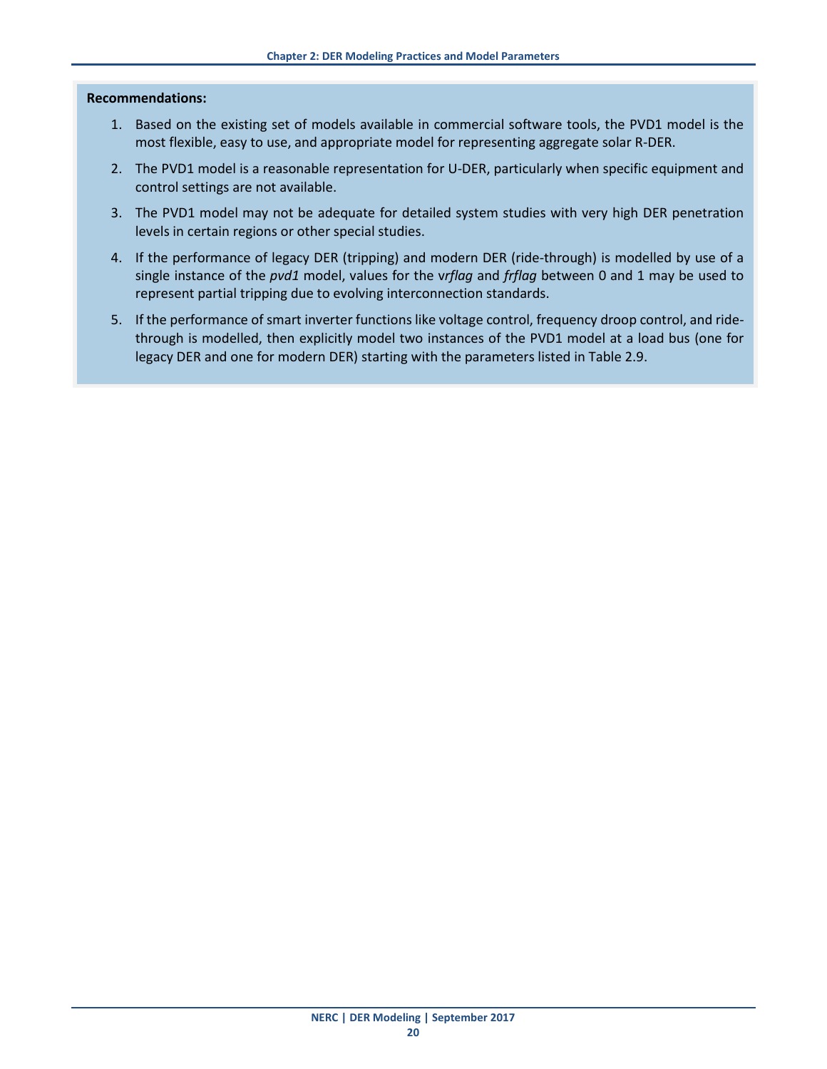**Recommendations:**

1. Based on the existing set of models available in commercial software tools, the PVD1 model is the most flexible, easy to use, and appropriate model for representing aggregate solar R-DER.
2. The PVD1 model is a reasonable representation for U-DER, particularly when specific equipment and control settings are not available.
3. The PVD1 model may not be adequate for detailed system studies with very high DER penetration levels in certain regions or other special studies.
4. If the performance of legacy DER (tripping) and modern DER (ride-through) is modelled by use of a single instance of the *pvd1* model, values for the v*rflag* and *frflag* between 0 and 1 may be used to represent partial tripping due to evolving interconnection standards.
5. If the performance of smart inverter functions like voltage control, frequency droop control, and ride-through is modelled, then explicitly model two instances of the PVD1 model at a load bus (one for legacy DER and one for modern DER) starting with the parameters listed in Table 2.9.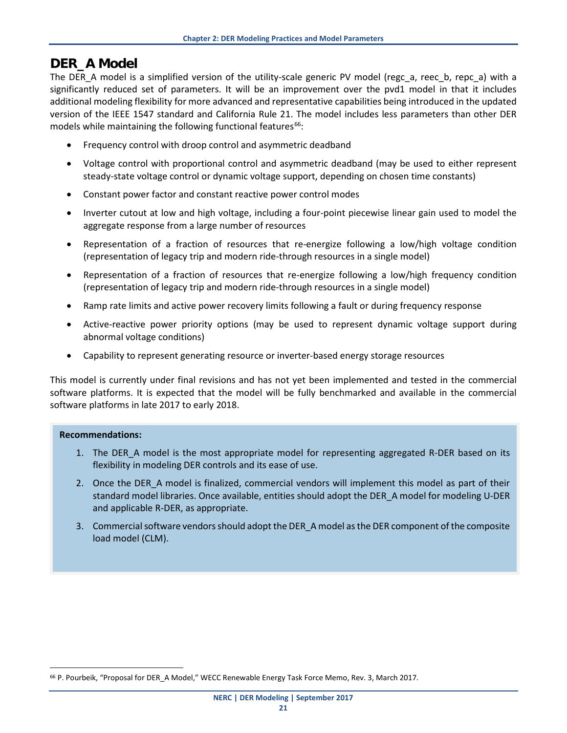## DER_A Model

The DER_A model is a simplified version of the utility-scale generic PV model (regc_a, reec_b, repc_a) with a significantly reduced set of parameters. It will be an improvement over the pvd1 model in that it includes additional modeling flexibility for more advanced and representative capabilities being introduced in the updated version of the IEEE 1547 standard and California Rule 21. The model includes less parameters than other DER models while maintaining the following functional features[66]:

- Frequency control with droop control and asymmetric deadband
- Voltage control with proportional control and asymmetric deadband (may be used to either represent steady-state voltage control or dynamic voltage support, depending on chosen time constants)
- Constant power factor and constant reactive power control modes
- Inverter cutout at low and high voltage, including a four-point piecewise linear gain used to model the aggregate response from a large number of resources
- Representation of a fraction of resources that re-energize following a low/high voltage condition (representation of legacy trip and modern ride-through resources in a single model)
- Representation of a fraction of resources that re-energize following a low/high frequency condition (representation of legacy trip and modern ride-through resources in a single model)
- Ramp rate limits and active power recovery limits following a fault or during frequency response
- Active-reactive power priority options (may be used to represent dynamic voltage support during abnormal voltage conditions)
- Capability to represent generating resource or inverter-based energy storage resources

This model is currently under final revisions and has not yet been implemented and tested in the commercial software platforms. It is expected that the model will be fully benchmarked and available in the commercial software platforms in late 2017 to early 2018.

**Recommendations:**

1. The DER_A model is the most appropriate model for representing aggregated R-DER based on its flexibility in modeling DER controls and its ease of use.
2. Once the DER_A model is finalized, commercial vendors will implement this model as part of their standard model libraries. Once available, entities should adopt the DER_A model for modeling U-DER and applicable R-DER, as appropriate.
3. Commercial software vendors should adopt the DER_A model as the DER component of the composite load model (CLM).

[66] P. Pourbeik, "Proposal for DER_A Model," WECC Renewable Energy Task Force Memo, Rev. 3, March 2017.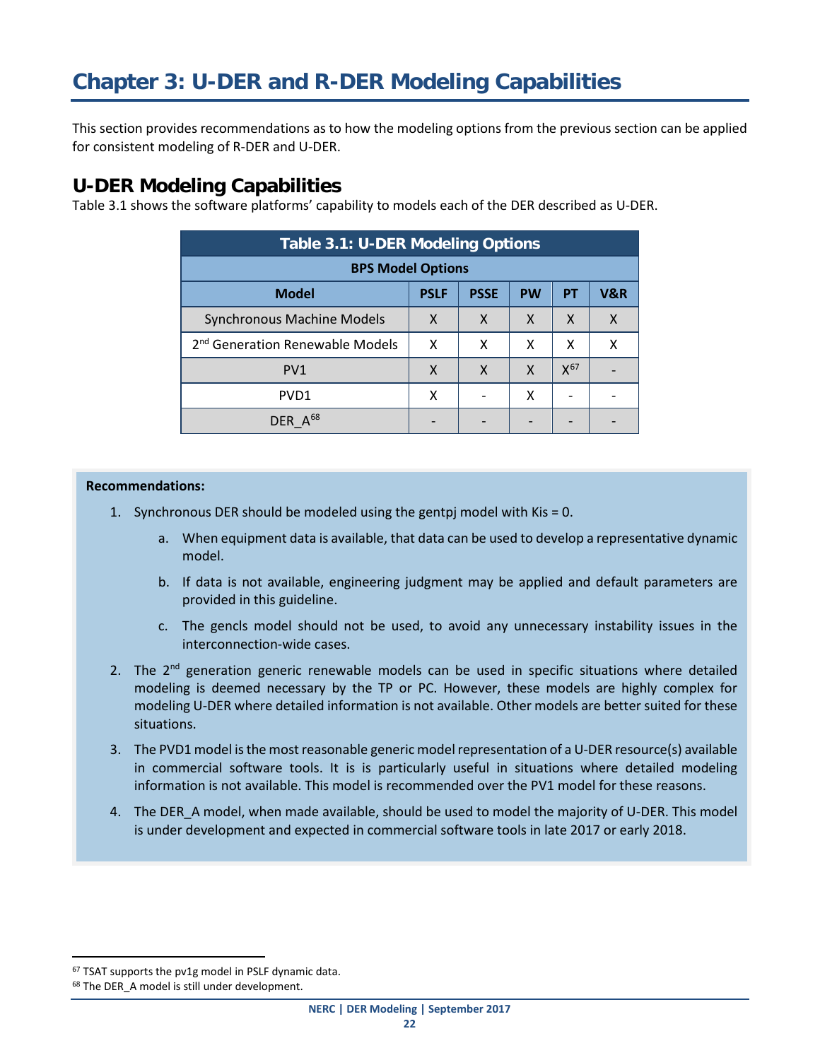# Chapter 3: U-DER and R-DER Modeling Capabilities

This section provides recommendations as to how the modeling options from the previous section can be applied for consistent modeling of R-DER and U-DER.

## U-DER Modeling Capabilities

Table 3.1 shows the software platforms' capability to models each of the DER described as U-DER.

**Table 3.1: U-DER Modeling Options**

| BPS Model Options | | | | | |
|---|---|---|---|---|---|
| **Model** | **PSLF** | **PSSE** | **PW** | **PT** | **V&R** |
| Synchronous Machine Models | X | X | X | X | X |
| 2nd Generation Renewable Models | X | X | X | X | X |
| PV1 | X | X | X | X[67] | - |
| PVD1 | X | - | X | - | - |
| DER_A[68] | - | - | - | - | - |

**Recommendations:**

1. Synchronous DER should be modeled using the gentpj model with Kis = 0.
   a. When equipment data is available, that data can be used to develop a representative dynamic model.
   b. If data is not available, engineering judgment may be applied and default parameters are provided in this guideline.
   c. The gencls model should not be used, to avoid any unnecessary instability issues in the interconnection-wide cases.
2. The 2nd generation generic renewable models can be used in specific situations where detailed modeling is deemed necessary by the TP or PC. However, these models are highly complex for modeling U-DER where detailed information is not available. Other models are better suited for these situations.
3. The PVD1 model is the most reasonable generic model representation of a U-DER resource(s) available in commercial software tools. It is is particularly useful in situations where detailed modeling information is not available. This model is recommended over the PV1 model for these reasons.
4. The DER_A model, when made available, should be used to model the majority of U-DER. This model is under development and expected in commercial software tools in late 2017 or early 2018.

---

[67] TSAT supports the pv1g model in PSLF dynamic data.

[68] The DER_A model is still under development.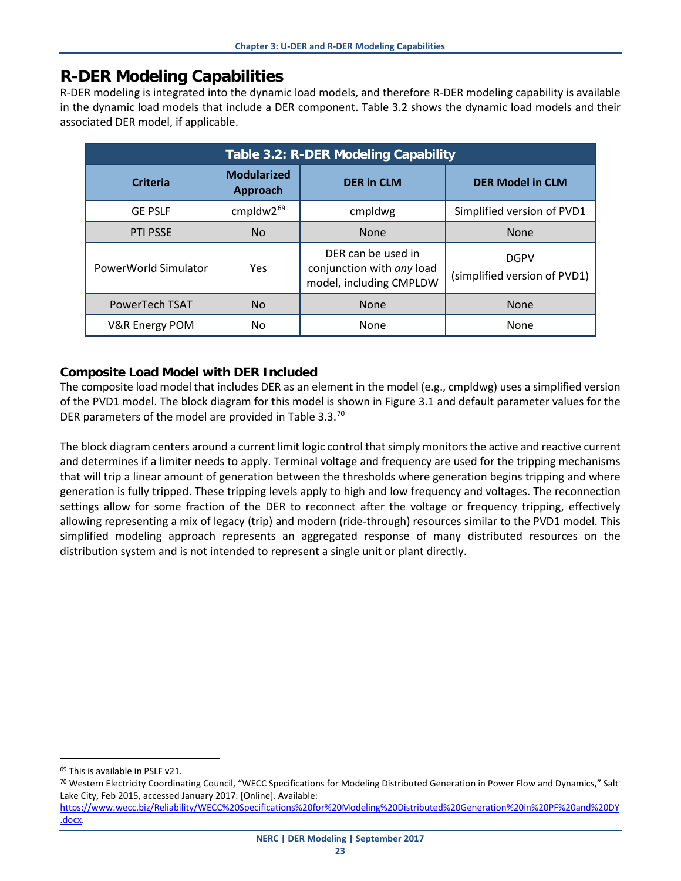## R-DER Modeling Capabilities

R-DER modeling is integrated into the dynamic load models, and therefore R-DER modeling capability is available in the dynamic load models that include a DER component. Table 3.2 shows the dynamic load models and their associated DER model, if applicable.

**Table 3.2: R-DER Modeling Capability**

| Criteria | Modularized Approach | DER in CLM | DER Model in CLM |
|---|---|---|---|
| GE PSLF | cmpldw2[69] | cmpldwg | Simplified version of PVD1 |
| PTI PSSE | No | None | None |
| PowerWorld Simulator | Yes | DER can be used in conjunction with *any* load model, including CMPLDW | DGPV (simplified version of PVD1) |
| PowerTech TSAT | No | None | None |
| V&R Energy POM | No | None | None |

### Composite Load Model with DER Included

The composite load model that includes DER as an element in the model (e.g., cmpldwg) uses a simplified version of the PVD1 model. The block diagram for this model is shown in Figure 3.1 and default parameter values for the DER parameters of the model are provided in Table 3.3.[70]

The block diagram centers around a current limit logic control that simply monitors the active and reactive current and determines if a limiter needs to apply. Terminal voltage and frequency are used for the tripping mechanisms that will trip a linear amount of generation between the thresholds where generation begins tripping and where generation is fully tripped. These tripping levels apply to high and low frequency and voltages. The reconnection settings allow for some fraction of the DER to reconnect after the voltage or frequency tripping, effectively allowing representing a mix of legacy (trip) and modern (ride-through) resources similar to the PVD1 model. This simplified modeling approach represents an aggregated response of many distributed resources on the distribution system and is not intended to represent a single unit or plant directly.

---

[69] This is available in PSLF v21.

[70] Western Electricity Coordinating Council, "WECC Specifications for Modeling Distributed Generation in Power Flow and Dynamics," Salt Lake City, Feb 2015, accessed January 2017. [Online]. Available: https://www.wecc.biz/Reliability/WECC%20Specifications%20for%20Modeling%20Distributed%20Generation%20in%20PF%20and%20DY.docx.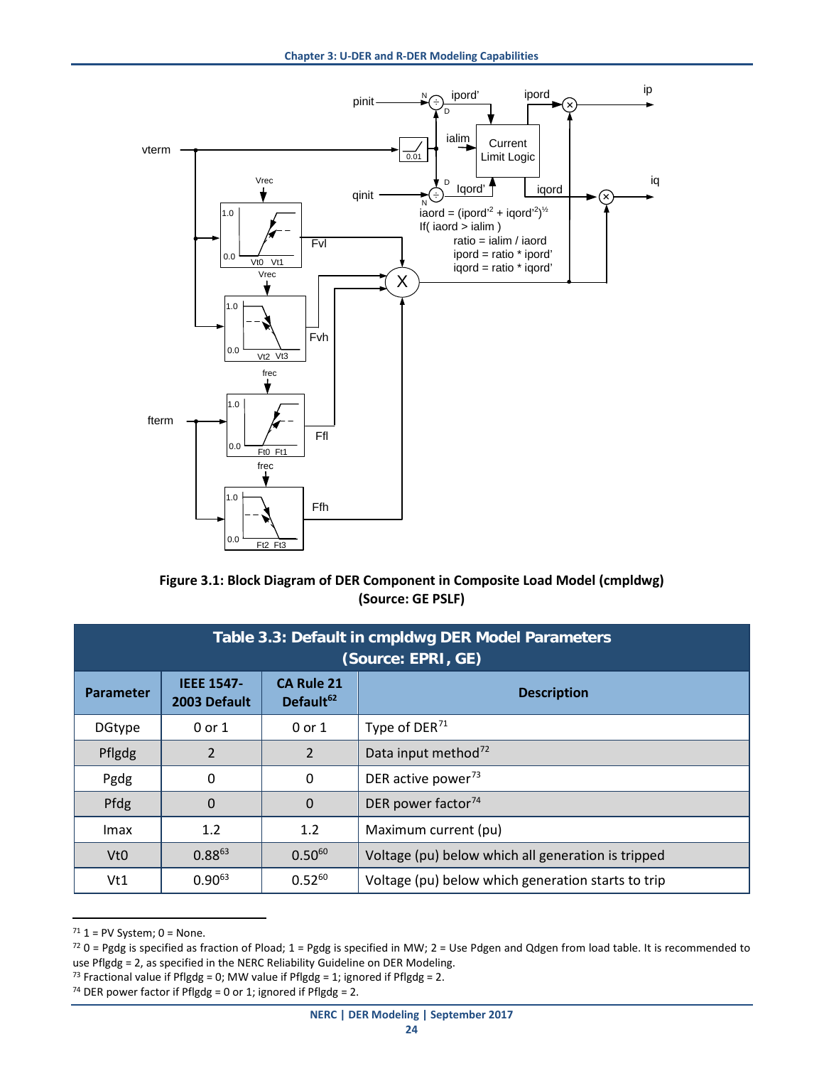pinit

ipord'

ipord

ip

vterm

0.01

ialim

Current Limit Logic

iq

Vrec

qinit

Iqord'

iqord

1.0

0.0

Vt0 Vt1

Fvl

iaord = (ipord'^2 + iqord'^2)^½

If( iaord > ialim )

ratio = ialim / iaord

ipord = ratio * ipord'

iqord = ratio * iqord'

Vrec

X

1.0

0.0

Vt2 Vt3

Fvh

frec

fterm

1.0

0.0

Ft0 Ft1

Ffl

frec

1.0

0.0

Ft2 Ft3

Ffh

**Figure 3.1: Block Diagram of DER Component in Composite Load Model (cmpldwg) (Source: GE PSLF)**

| **Table 3.3: Default in cmpldwg DER Model Parameters (Source: EPRI, GE)** | | | |
|---|---|---|---|
| **Parameter** | **IEEE 1547-2003 Default** | **CA Rule 21 Default**[62] | **Description** |
| DGtype | 0 or 1 | 0 or 1 | Type of DER[71] |
| Pflgdg | 2 | 2 | Data input method[72] |
| Pgdg | 0 | 0 | DER active power[73] |
| Pfdg | 0 | 0 | DER power factor[74] |
| Imax | 1.2 | 1.2 | Maximum current (pu) |
| Vt0 | 0.88[63] | 0.50[60] | Voltage (pu) below which all generation is tripped |
| Vt1 | 0.90[63] | 0.52[60] | Voltage (pu) below which generation starts to trip |

[71] 1 = PV System; 0 = None.

[72] 0 = Pgdg is specified as fraction of Pload; 1 = Pgdg is specified in MW; 2 = Use Pdgen and Qdgen from load table. It is recommended to use Pflgdg = 2, as specified in the NERC Reliability Guideline on DER Modeling.

[73] Fractional value if Pflgdg = 0; MW value if Pflgdg = 1; ignored if Pflgdg = 2.

[74] DER power factor if Pflgdg = 0 or 1; ignored if Pflgdg = 2.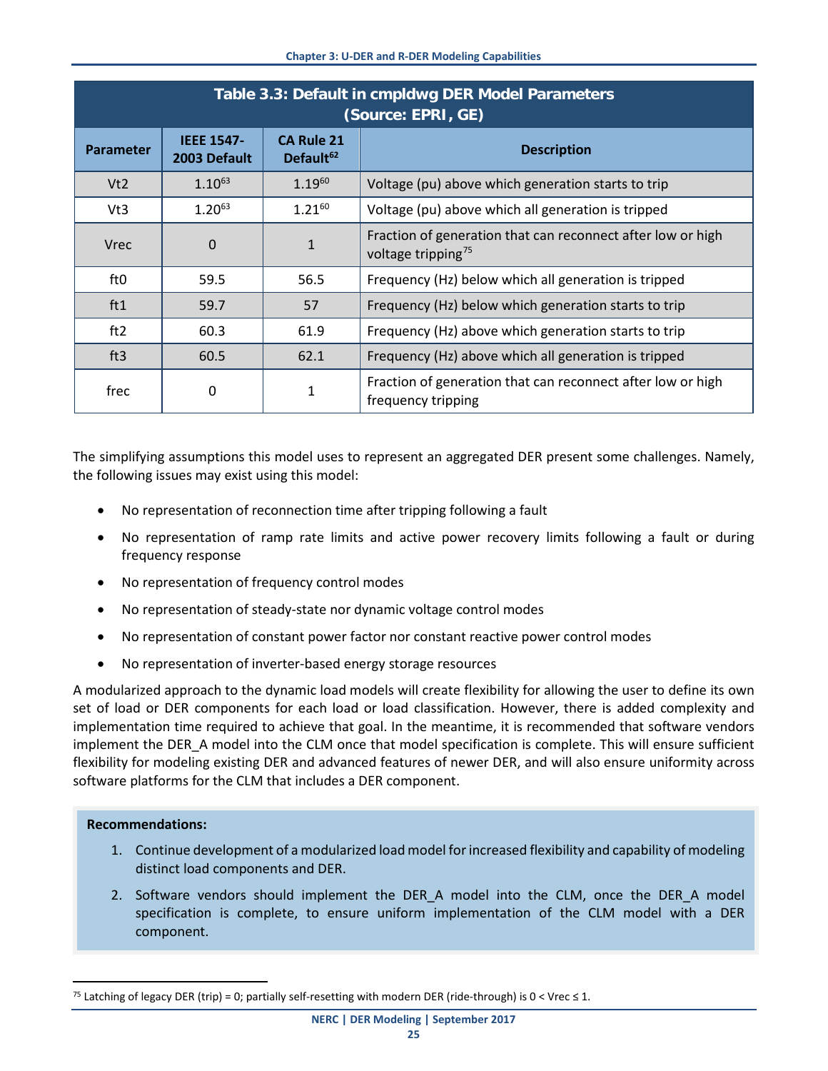**Table 3.3: Default in cmpldwg DER Model Parameters (Source: EPRI, GE)**

| Parameter | IEEE 1547-2003 Default | CA Rule 21 Default[62] | Description |
|---|---|---|---|
| Vt2 | 1.10[63] | 1.19[60] | Voltage (pu) above which generation starts to trip |
| Vt3 | 1.20[63] | 1.21[60] | Voltage (pu) above which all generation is tripped |
| Vrec | 0 | 1 | Fraction of generation that can reconnect after low or high voltage tripping[75] |
| ft0 | 59.5 | 56.5 | Frequency (Hz) below which all generation is tripped |
| ft1 | 59.7 | 57 | Frequency (Hz) below which generation starts to trip |
| ft2 | 60.3 | 61.9 | Frequency (Hz) above which generation starts to trip |
| ft3 | 60.5 | 62.1 | Frequency (Hz) above which all generation is tripped |
| frec | 0 | 1 | Fraction of generation that can reconnect after low or high frequency tripping |

The simplifying assumptions this model uses to represent an aggregated DER present some challenges. Namely, the following issues may exist using this model:

- No representation of reconnection time after tripping following a fault
- No representation of ramp rate limits and active power recovery limits following a fault or during frequency response
- No representation of frequency control modes
- No representation of steady-state nor dynamic voltage control modes
- No representation of constant power factor nor constant reactive power control modes
- No representation of inverter-based energy storage resources

A modularized approach to the dynamic load models will create flexibility for allowing the user to define its own set of load or DER components for each load or load classification. However, there is added complexity and implementation time required to achieve that goal. In the meantime, it is recommended that software vendors implement the DER_A model into the CLM once that model specification is complete. This will ensure sufficient flexibility for modeling existing DER and advanced features of newer DER, and will also ensure uniformity across software platforms for the CLM that includes a DER component.

**Recommendations:**

1. Continue development of a modularized load model for increased flexibility and capability of modeling distinct load components and DER.
2. Software vendors should implement the DER_A model into the CLM, once the DER_A model specification is complete, to ensure uniform implementation of the CLM model with a DER component.

[75] Latching of legacy DER (trip) = 0; partially self-resetting with modern DER (ride-through) is $0 < Vrec \leq 1$.